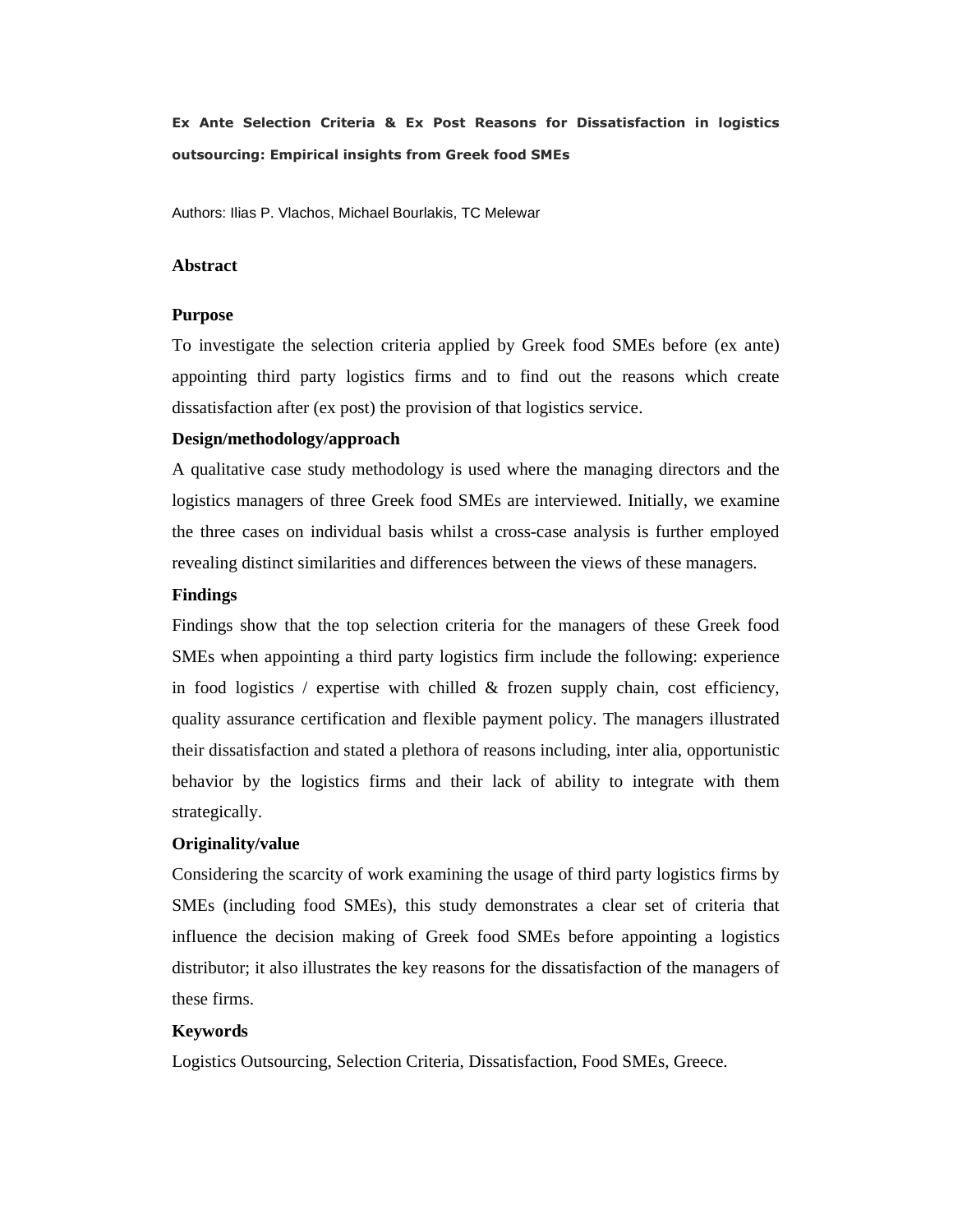# Ex Ante Selection Criteria & Ex Post Reasons for Dissatisfaction in logistics outsourcing: Empirical insights from Greek food SMEs

Authors: Ilias P. Vlachos, Michael Bourlakis, TC Melewar

## Abstract

### Purpose

To investigate the selection criteria applied by Greek food SMEs before (ex ante) appointing third party logistics firms and to find out the reasons which create dissatisfaction after (ex post) the provision of that logistics service.

### Design/methodology/approach

A qualitative case study methodology is used where the managing directors and the logistics managers of three Greek food SMEs are interviewed. Initially, we examine the three cases on individual basis whilst a cross-case analysis is further employed revealing distinct similarities and differences between the views of these managers.

### Findings

Findings show that the top selection criteria for the managers of these Greek food SMEs when appointing a third party logistics firm include the following: experience in food logistics / expertise with chilled & frozen supply chain, cost efficiency, quality assurance certification and flexible payment policy. The managers illustrated their dissatisfaction and stated a plethora of reasons including, inter alia, opportunistic behavior by the logistics firms and their lack of ability to integrate with them strategically.

### Originality/value

Considering the scarcity of work examining the usage of third party logistics firms by SMEs (including food SMEs), this study demonstrates a clear set of criteria that influence the decision making of Greek food SMEs before appointing a logistics distributor; it also illustrates the key reasons for the dissatisfaction of the managers of these firms.

### Keywords

Logistics Outsourcing, Selection Criteria, Dissatisfaction, Food SMEs, Greece.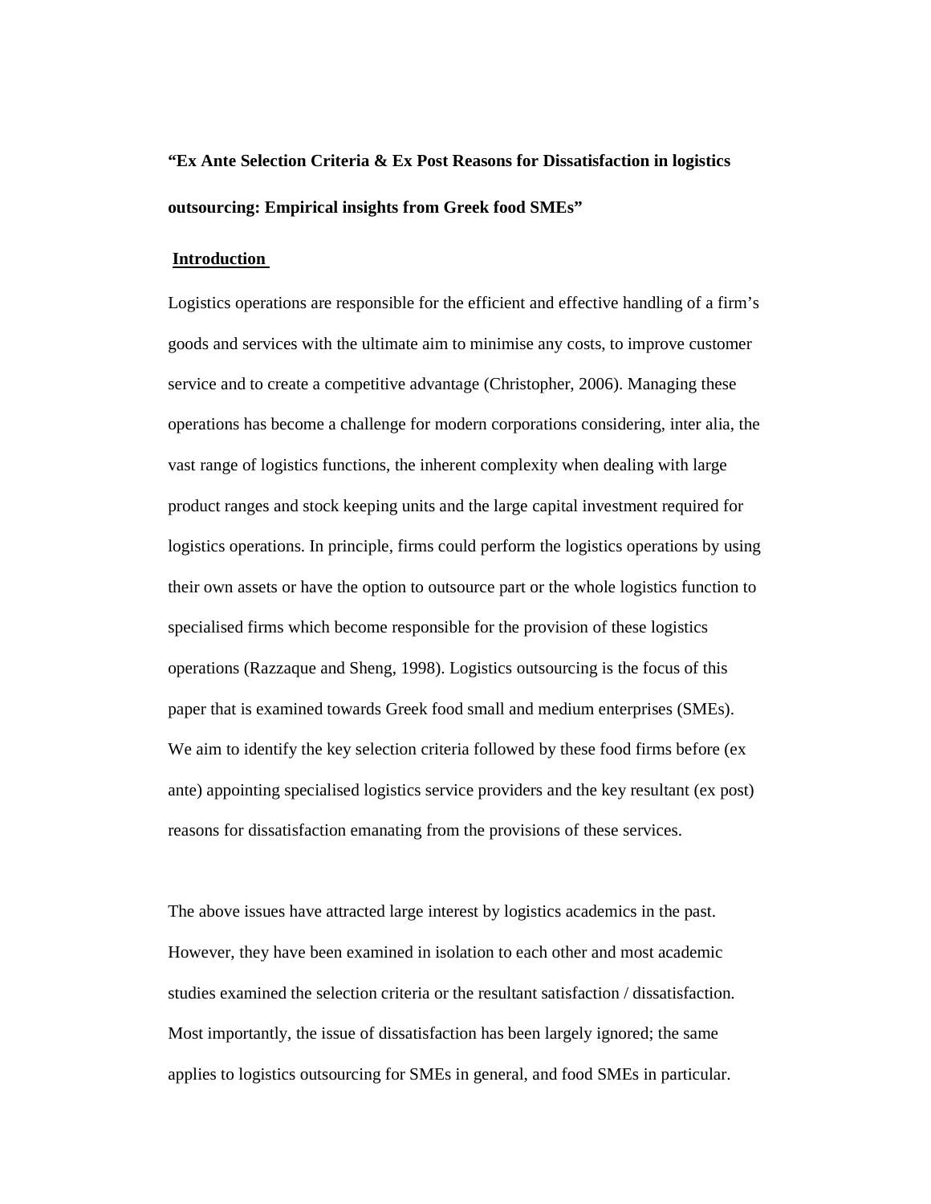# "Ex Ante Selection Criteria & Ex Post Reasons for Dissatisfaction in logistics outsourcing: Empirical insights from Greek food SMEs"

## Introduction

Logistics operations are responsible for the efficient and effective handling of a firm's goods and services with the ultimate aim to minimise any costs, to improve customer service and to create a competitive advantage (Christopher, 2006). Managing these operations has become a challenge for modern corporations considering, inter alia, the vast range of logistics functions, the inherent complexity when dealing with large product ranges and stock keeping units and the large capital investment required for logistics operations. In principle, firms could perform the logistics operations by using their own assets or have the option to outsource part or the whole logistics function to specialised firms which become responsible for the provision of these logistics operations (Razzaque and Sheng, 1998). Logistics outsourcing is the focus of this paper that is examined towards Greek food small and medium enterprises (SMEs). We aim to identify the key selection criteria followed by these food firms before (ex ante) appointing specialised logistics service providers and the key resultant (ex post) reasons for dissatisfaction emanating from the provisions of these services.

The above issues have attracted large interest by logistics academics in the past. However, they have been examined in isolation to each other and most academic studies examined the selection criteria or the resultant satisfaction / dissatisfaction. Most importantly, the issue of dissatisfaction has been largely ignored; the same applies to logistics outsourcing for SMEs in general, and food SMEs in particular.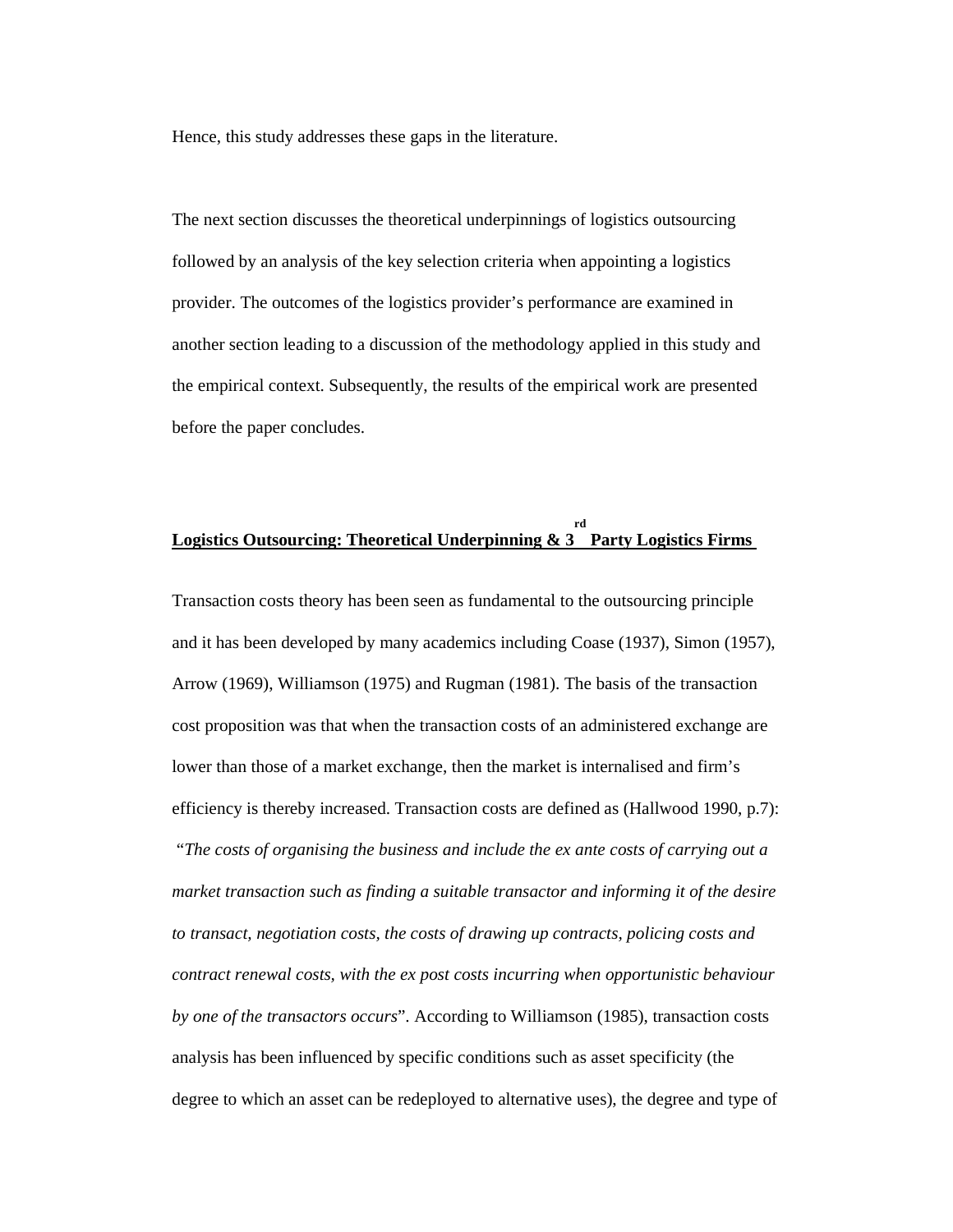Hence, this study addresses these gaps in the literature.

The next section discusses the theoretical underpinnings of logistics outsourcing followed by an analysis of the key selection criteria when appointing a logistics provider. The outcomes of the logistics provider's performance are examined in another section leading to a discussion of the methodology applied in this study and the empirical context. Subsequently, the results of the empirical work are presented before the paper concludes.

## Logistics Outsourcing: Theoretical Underpinning & 3rd Party Logistics Firms

Transaction costs theory has been seen as fundamental to the outsourcing principle and it has been developed by many academics including Coase (1937), Simon (1957), Arrow (1969), Williamson (1975) and Rugman (1981). The basis of the transaction cost proposition was that when the transaction costs of an administered exchange are lower than those of a market exchange, then the market is internalised and firm's efficiency is thereby increased. Transaction costs are defined as (Hallwood 1990, p.7): "*The costs of organising the business and include the ex ante costs of carrying out a market transaction such as finding a suitable transactor and informing it of the desire to transact, negotiation costs, the costs of drawing up contracts, policing costs and contract renewal costs, with the ex post costs incurring when opportunistic behaviour by one of the transactors occurs*". According to Williamson (1985), transaction costs analysis has been influenced by specific conditions such as asset specificity (the degree to which an asset can be redeployed to alternative uses), the degree and type of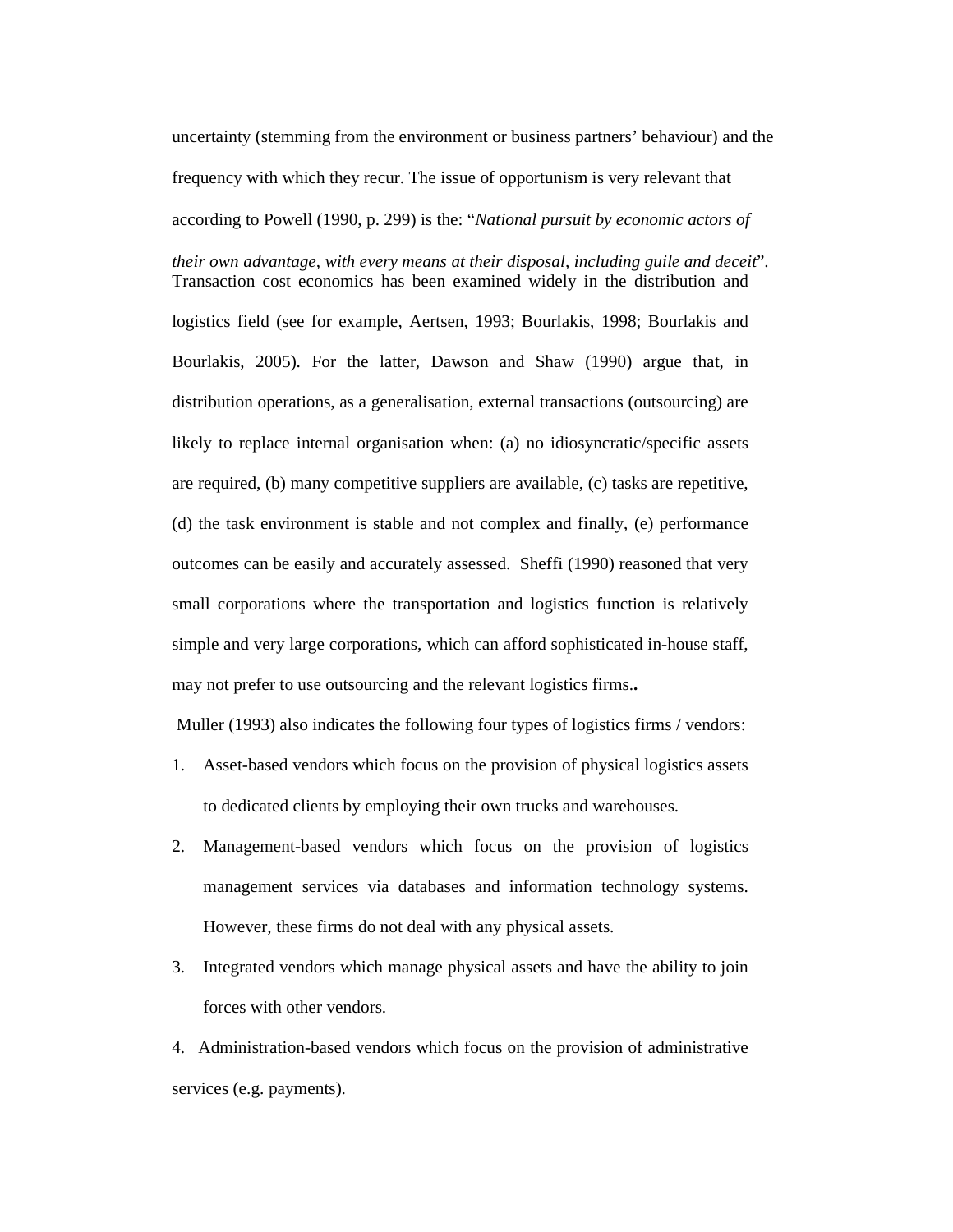uncertainty (stemming from the environment or business partners' behaviour) and the frequency with which they recur. The issue of opportunism is very relevant that according to Powell (1990, p. 299) is the: "*National pursuit by economic actors of their own advantage, with every means at their disposal, including guile and deceit*".

Transaction cost economics has been examined widely in the distribution and logistics field (see for example, Aertsen, 1993; Bourlakis, 1998; Bourlakis and Bourlakis, 2005). For the latter, Dawson and Shaw (1990) argue that, in distribution operations, as a generalisation, external transactions (outsourcing) are likely to replace internal organisation when: (a) no idiosyncratic/specific assets are required, (b) many competitive suppliers are available, (c) tasks are repetitive, (d) the task environment is stable and not complex and finally, (e) performance outcomes can be easily and accurately assessed. Sheffi (1990) reasoned that very small corporations where the transportation and logistics function is relatively simple and very large corporations, which can afford sophisticated in-house staff, may not prefer to use outsourcing and the relevant logistics firms**..**

Muller (1993) also indicates the following four types of logistics firms / vendors:

1. Asset-based vendors which focus on the provision of physical logistics assets to dedicated clients by employing their own trucks and warehouses.
2. Management-based vendors which focus on the provision of logistics management services via databases and information technology systems. However, these firms do not deal with any physical assets.
3. Integrated vendors which manage physical assets and have the ability to join forces with other vendors.
4. Administration-based vendors which focus on the provision of administrative services (e.g. payments).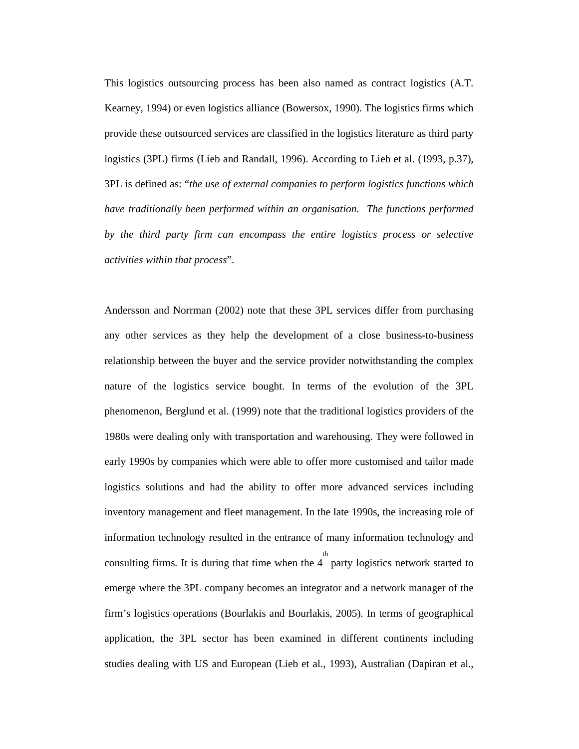This logistics outsourcing process has been also named as contract logistics (A.T. Kearney, 1994) or even logistics alliance (Bowersox, 1990). The logistics firms which provide these outsourced services are classified in the logistics literature as third party logistics (3PL) firms (Lieb and Randall, 1996). According to Lieb et al. (1993, p.37), 3PL is defined as: "*the use of external companies to perform logistics functions which have traditionally been performed within an organisation. The functions performed by the third party firm can encompass the entire logistics process or selective activities within that process*".

Andersson and Norrman (2002) note that these 3PL services differ from purchasing any other services as they help the development of a close business-to-business relationship between the buyer and the service provider notwithstanding the complex nature of the logistics service bought. In terms of the evolution of the 3PL phenomenon, Berglund et al. (1999) note that the traditional logistics providers of the 1980s were dealing only with transportation and warehousing. They were followed in early 1990s by companies which were able to offer more customised and tailor made logistics solutions and had the ability to offer more advanced services including inventory management and fleet management. In the late 1990s, the increasing role of information technology resulted in the entrance of many information technology and consulting firms. It is during that time when the 4th party logistics network started to emerge where the 3PL company becomes an integrator and a network manager of the firm's logistics operations (Bourlakis and Bourlakis, 2005). In terms of geographical application, the 3PL sector has been examined in different continents including studies dealing with US and European (Lieb et al., 1993), Australian (Dapiran et al.,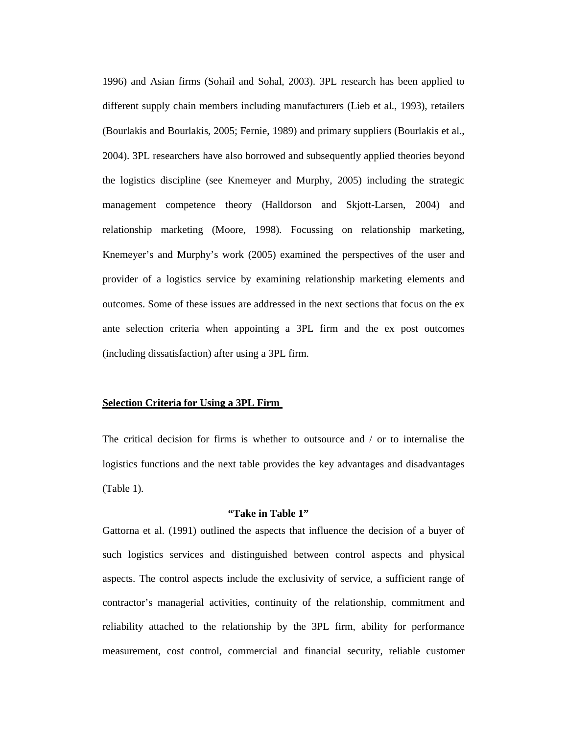1996) and Asian firms (Sohail and Sohal, 2003). 3PL research has been applied to different supply chain members including manufacturers (Lieb et al., 1993), retailers (Bourlakis and Bourlakis, 2005; Fernie, 1989) and primary suppliers (Bourlakis et al., 2004). 3PL researchers have also borrowed and subsequently applied theories beyond the logistics discipline (see Knemeyer and Murphy, 2005) including the strategic management competence theory (Halldorson and Skjott-Larsen, 2004) and relationship marketing (Moore, 1998). Focussing on relationship marketing, Knemeyer's and Murphy's work (2005) examined the perspectives of the user and provider of a logistics service by examining relationship marketing elements and outcomes. Some of these issues are addressed in the next sections that focus on the ex ante selection criteria when appointing a 3PL firm and the ex post outcomes (including dissatisfaction) after using a 3PL firm.

## Selection Criteria for Using a 3PL Firm

The critical decision for firms is whether to outsource and / or to internalise the logistics functions and the next table provides the key advantages and disadvantages (Table 1).

**"Take in Table 1"**

Gattorna et al. (1991) outlined the aspects that influence the decision of a buyer of such logistics services and distinguished between control aspects and physical aspects. The control aspects include the exclusivity of service, a sufficient range of contractor's managerial activities, continuity of the relationship, commitment and reliability attached to the relationship by the 3PL firm, ability for performance measurement, cost control, commercial and financial security, reliable customer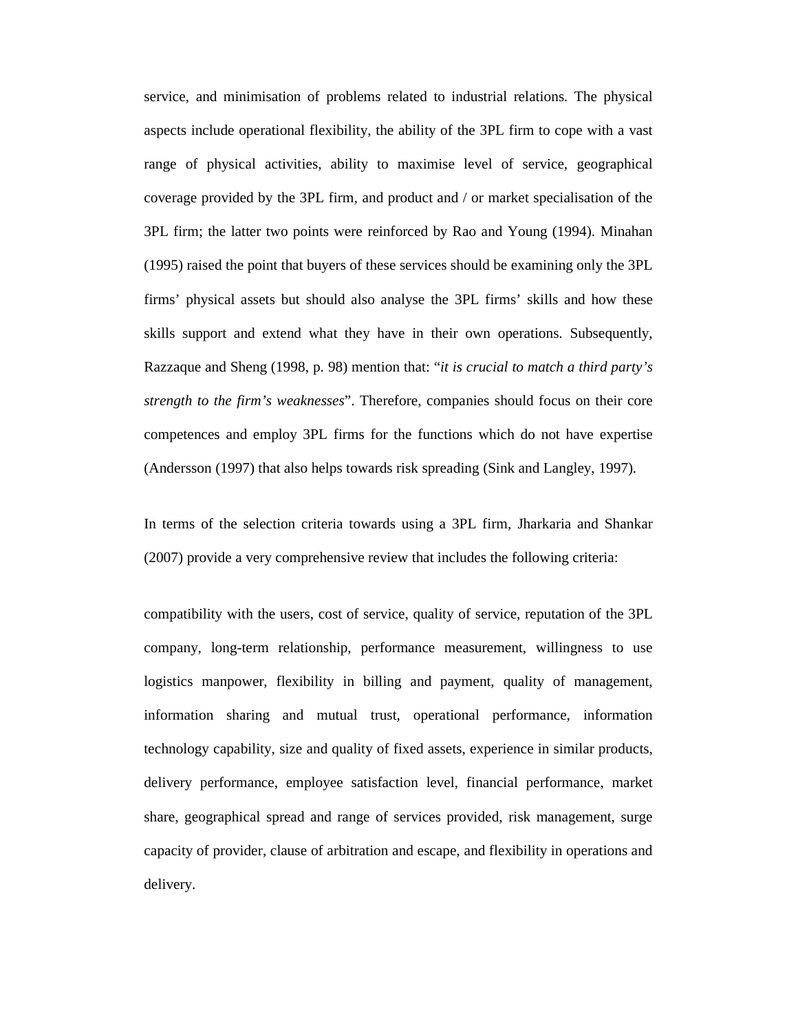service, and minimisation of problems related to industrial relations. The physical aspects include operational flexibility, the ability of the 3PL firm to cope with a vast range of physical activities, ability to maximise level of service, geographical coverage provided by the 3PL firm, and product and / or market specialisation of the 3PL firm; the latter two points were reinforced by Rao and Young (1994). Minahan (1995) raised the point that buyers of these services should be examining only the 3PL firms' physical assets but should also analyse the 3PL firms' skills and how these skills support and extend what they have in their own operations. Subsequently, Razzaque and Sheng (1998, p. 98) mention that: "*it is crucial to match a third party's strength to the firm's weaknesses*". Therefore, companies should focus on their core competences and employ 3PL firms for the functions which do not have expertise (Andersson (1997) that also helps towards risk spreading (Sink and Langley, 1997).

In terms of the selection criteria towards using a 3PL firm, Jharkaria and Shankar (2007) provide a very comprehensive review that includes the following criteria:

compatibility with the users, cost of service, quality of service, reputation of the 3PL company, long-term relationship, performance measurement, willingness to use logistics manpower, flexibility in billing and payment, quality of management, information sharing and mutual trust, operational performance, information technology capability, size and quality of fixed assets, experience in similar products, delivery performance, employee satisfaction level, financial performance, market share, geographical spread and range of services provided, risk management, surge capacity of provider, clause of arbitration and escape, and flexibility in operations and delivery.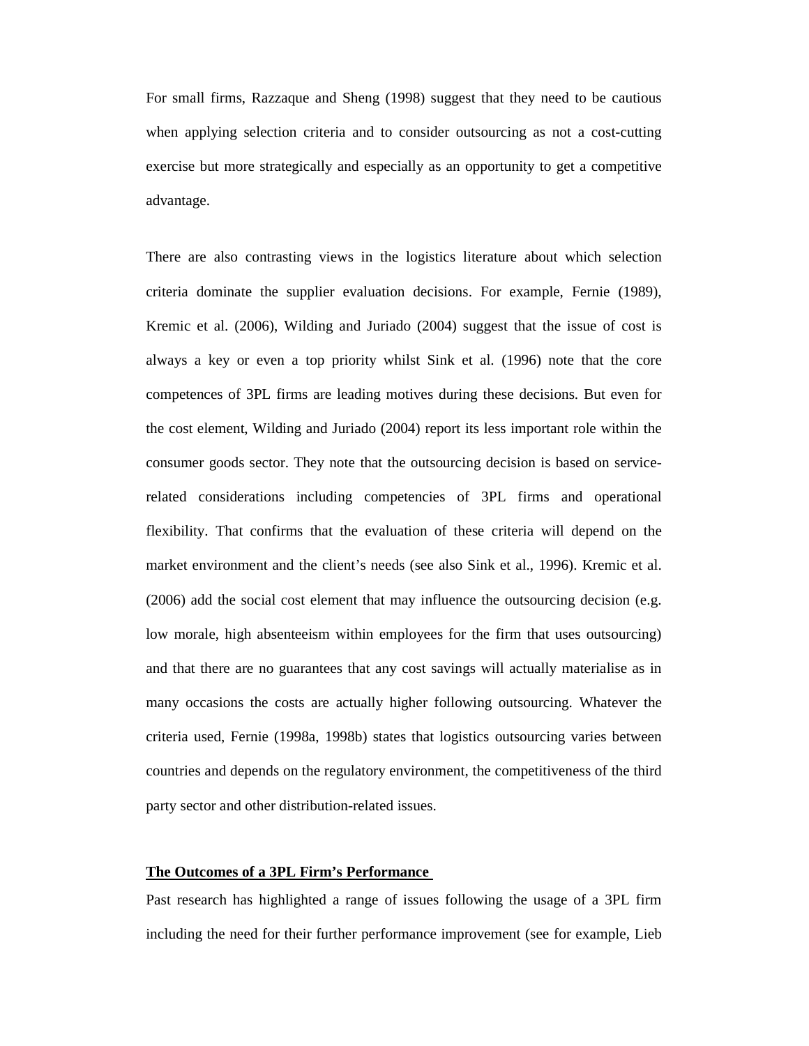For small firms, Razzaque and Sheng (1998) suggest that they need to be cautious when applying selection criteria and to consider outsourcing as not a cost-cutting exercise but more strategically and especially as an opportunity to get a competitive advantage.

There are also contrasting views in the logistics literature about which selection criteria dominate the supplier evaluation decisions. For example, Fernie (1989), Kremic et al. (2006), Wilding and Juriado (2004) suggest that the issue of cost is always a key or even a top priority whilst Sink et al. (1996) note that the core competences of 3PL firms are leading motives during these decisions. But even for the cost element, Wilding and Juriado (2004) report its less important role within the consumer goods sector. They note that the outsourcing decision is based on service-related considerations including competencies of 3PL firms and operational flexibility. That confirms that the evaluation of these criteria will depend on the market environment and the client's needs (see also Sink et al., 1996). Kremic et al. (2006) add the social cost element that may influence the outsourcing decision (e.g. low morale, high absenteeism within employees for the firm that uses outsourcing) and that there are no guarantees that any cost savings will actually materialise as in many occasions the costs are actually higher following outsourcing. Whatever the criteria used, Fernie (1998a, 1998b) states that logistics outsourcing varies between countries and depends on the regulatory environment, the competitiveness of the third party sector and other distribution-related issues.

**The Outcomes of a 3PL Firm's Performance**

Past research has highlighted a range of issues following the usage of a 3PL firm including the need for their further performance improvement (see for example, Lieb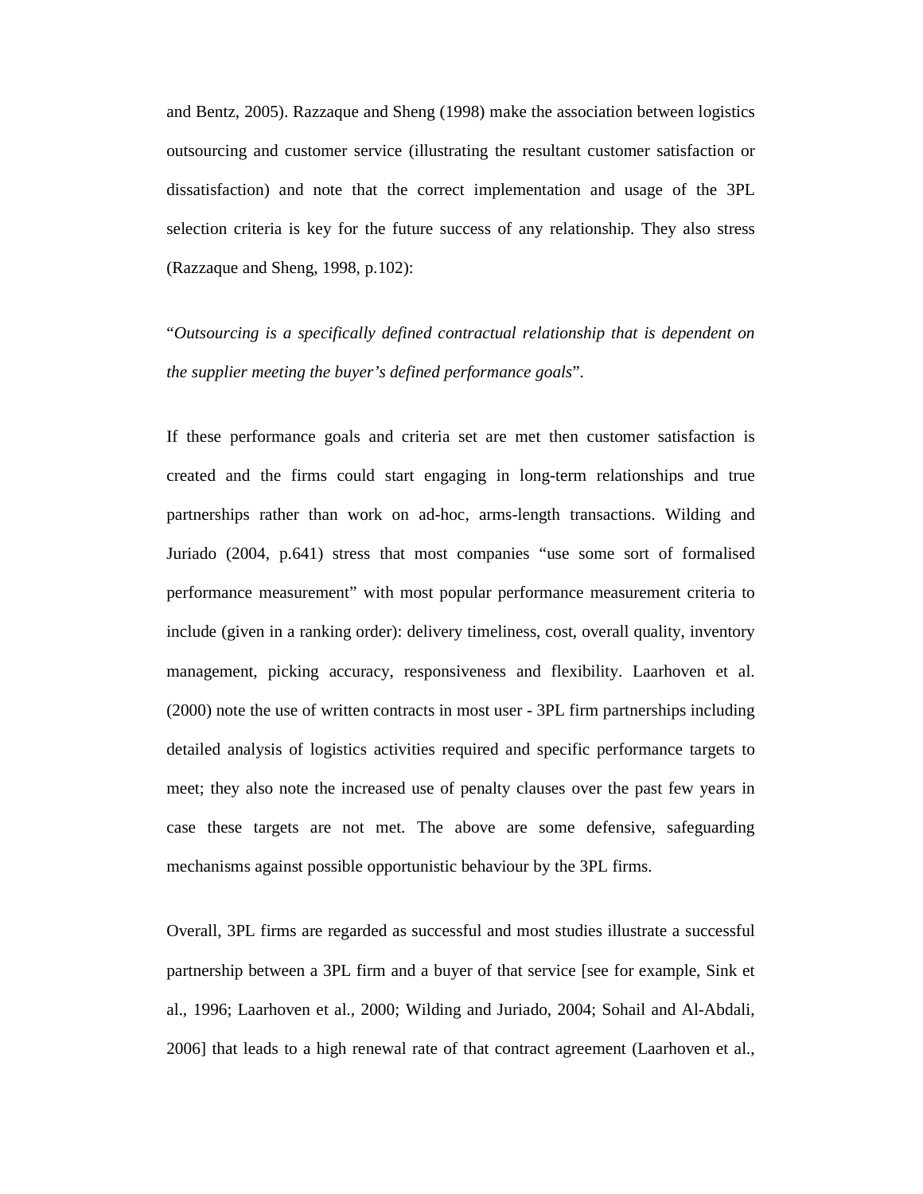and Bentz, 2005). Razzaque and Sheng (1998) make the association between logistics outsourcing and customer service (illustrating the resultant customer satisfaction or dissatisfaction) and note that the correct implementation and usage of the 3PL selection criteria is key for the future success of any relationship. They also stress (Razzaque and Sheng, 1998, p.102):

"*Outsourcing is a specifically defined contractual relationship that is dependent on the supplier meeting the buyer's defined performance goals*".

If these performance goals and criteria set are met then customer satisfaction is created and the firms could start engaging in long-term relationships and true partnerships rather than work on ad-hoc, arms-length transactions. Wilding and Juriado (2004, p.641) stress that most companies "use some sort of formalised performance measurement" with most popular performance measurement criteria to include (given in a ranking order): delivery timeliness, cost, overall quality, inventory management, picking accuracy, responsiveness and flexibility. Laarhoven et al. (2000) note the use of written contracts in most user - 3PL firm partnerships including detailed analysis of logistics activities required and specific performance targets to meet; they also note the increased use of penalty clauses over the past few years in case these targets are not met. The above are some defensive, safeguarding mechanisms against possible opportunistic behaviour by the 3PL firms.

Overall, 3PL firms are regarded as successful and most studies illustrate a successful partnership between a 3PL firm and a buyer of that service [see for example, Sink et al., 1996; Laarhoven et al., 2000; Wilding and Juriado, 2004; Sohail and Al-Abdali, 2006] that leads to a high renewal rate of that contract agreement (Laarhoven et al.,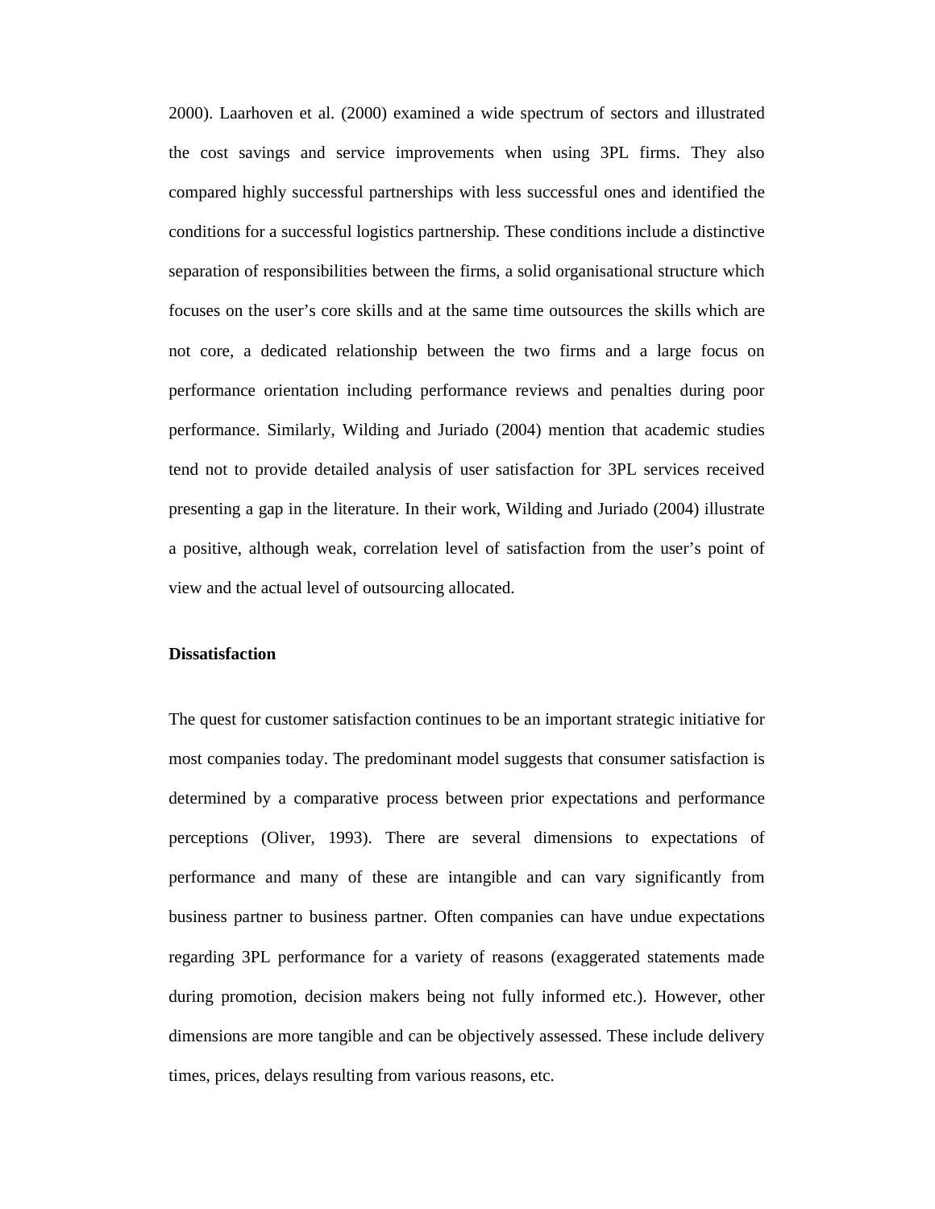2000). Laarhoven et al. (2000) examined a wide spectrum of sectors and illustrated the cost savings and service improvements when using 3PL firms. They also compared highly successful partnerships with less successful ones and identified the conditions for a successful logistics partnership. These conditions include a distinctive separation of responsibilities between the firms, a solid organisational structure which focuses on the user's core skills and at the same time outsources the skills which are not core, a dedicated relationship between the two firms and a large focus on performance orientation including performance reviews and penalties during poor performance. Similarly, Wilding and Juriado (2004) mention that academic studies tend not to provide detailed analysis of user satisfaction for 3PL services received presenting a gap in the literature. In their work, Wilding and Juriado (2004) illustrate a positive, although weak, correlation level of satisfaction from the user's point of view and the actual level of outsourcing allocated.

**Dissatisfaction**

The quest for customer satisfaction continues to be an important strategic initiative for most companies today. The predominant model suggests that consumer satisfaction is determined by a comparative process between prior expectations and performance perceptions (Oliver, 1993). There are several dimensions to expectations of performance and many of these are intangible and can vary significantly from business partner to business partner. Often companies can have undue expectations regarding 3PL performance for a variety of reasons (exaggerated statements made during promotion, decision makers being not fully informed etc.). However, other dimensions are more tangible and can be objectively assessed. These include delivery times, prices, delays resulting from various reasons, etc.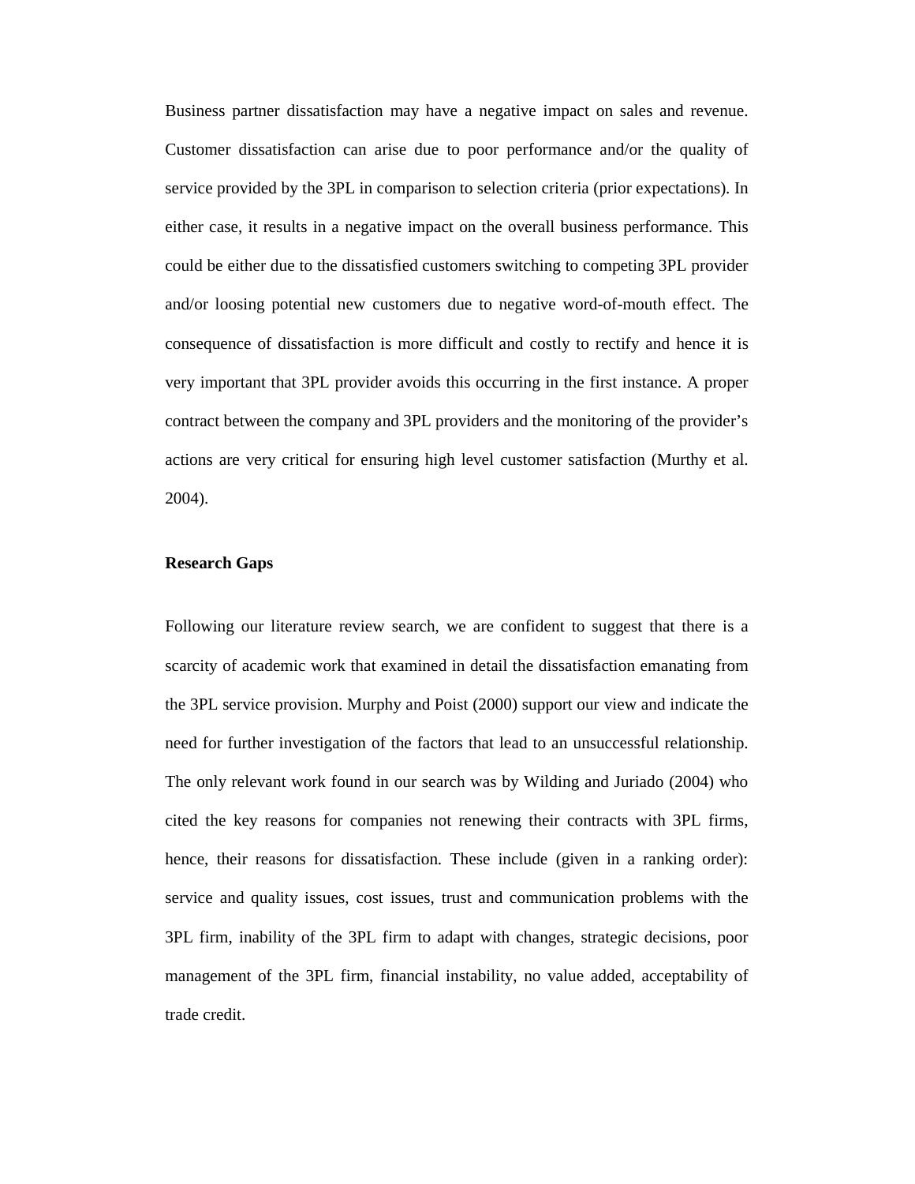Business partner dissatisfaction may have a negative impact on sales and revenue. Customer dissatisfaction can arise due to poor performance and/or the quality of service provided by the 3PL in comparison to selection criteria (prior expectations). In either case, it results in a negative impact on the overall business performance. This could be either due to the dissatisfied customers switching to competing 3PL provider and/or loosing potential new customers due to negative word-of-mouth effect. The consequence of dissatisfaction is more difficult and costly to rectify and hence it is very important that 3PL provider avoids this occurring in the first instance. A proper contract between the company and 3PL providers and the monitoring of the provider's actions are very critical for ensuring high level customer satisfaction (Murthy et al. 2004).

**Research Gaps**

Following our literature review search, we are confident to suggest that there is a scarcity of academic work that examined in detail the dissatisfaction emanating from the 3PL service provision. Murphy and Poist (2000) support our view and indicate the need for further investigation of the factors that lead to an unsuccessful relationship. The only relevant work found in our search was by Wilding and Juriado (2004) who cited the key reasons for companies not renewing their contracts with 3PL firms, hence, their reasons for dissatisfaction. These include (given in a ranking order): service and quality issues, cost issues, trust and communication problems with the 3PL firm, inability of the 3PL firm to adapt with changes, strategic decisions, poor management of the 3PL firm, financial instability, no value added, acceptability of trade credit.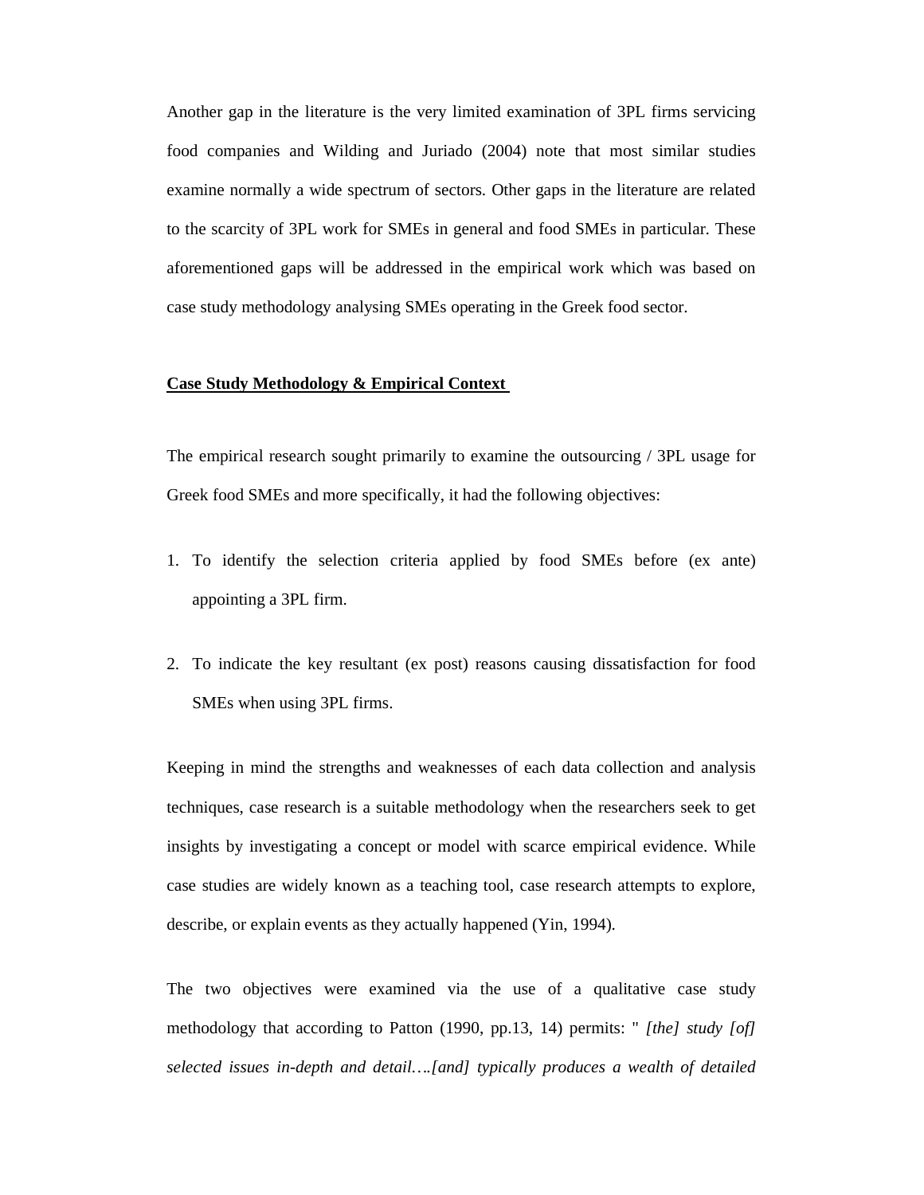Another gap in the literature is the very limited examination of 3PL firms servicing food companies and Wilding and Juriado (2004) note that most similar studies examine normally a wide spectrum of sectors. Other gaps in the literature are related to the scarcity of 3PL work for SMEs in general and food SMEs in particular. These aforementioned gaps will be addressed in the empirical work which was based on case study methodology analysing SMEs operating in the Greek food sector.

## Case Study Methodology & Empirical Context

The empirical research sought primarily to examine the outsourcing / 3PL usage for Greek food SMEs and more specifically, it had the following objectives:

1. To identify the selection criteria applied by food SMEs before (ex ante) appointing a 3PL firm.

2. To indicate the key resultant (ex post) reasons causing dissatisfaction for food SMEs when using 3PL firms.

Keeping in mind the strengths and weaknesses of each data collection and analysis techniques, case research is a suitable methodology when the researchers seek to get insights by investigating a concept or model with scarce empirical evidence. While case studies are widely known as a teaching tool, case research attempts to explore, describe, or explain events as they actually happened (Yin, 1994).

The two objectives were examined via the use of a qualitative case study methodology that according to Patton (1990, pp.13, 14) permits: " *[the] study [of] selected issues in-depth and detail….[and] typically produces a wealth of detailed*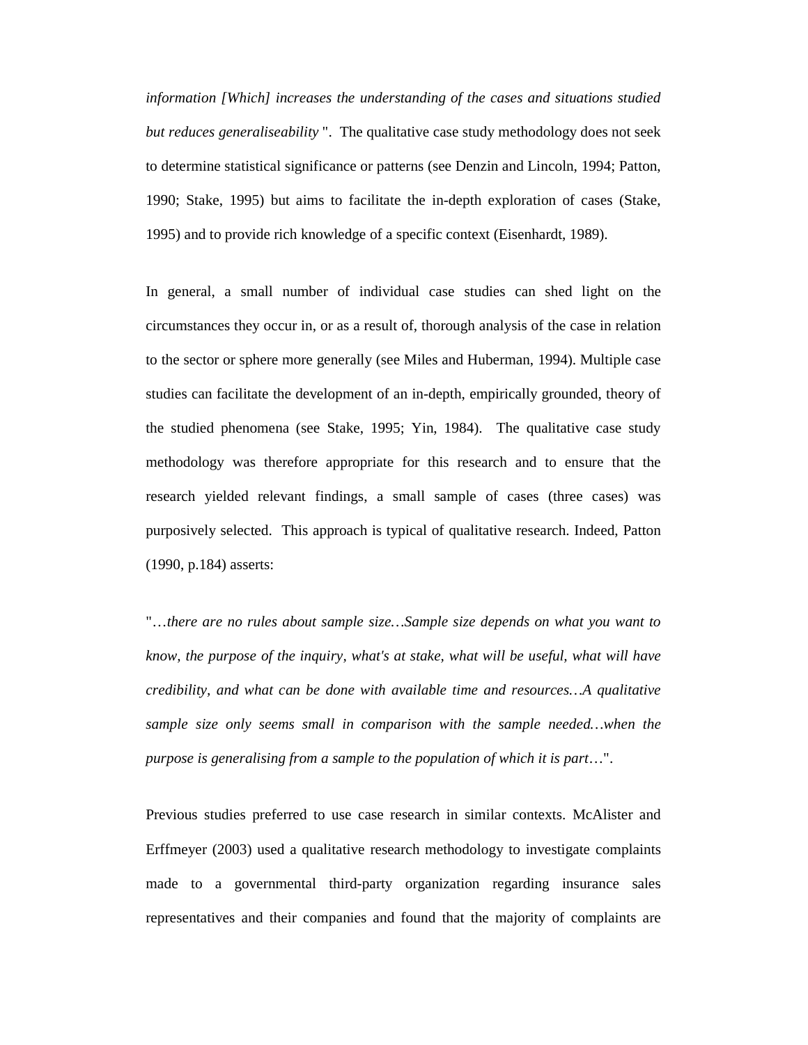*information [Which] increases the understanding of the cases and situations studied but reduces generaliseability* ". The qualitative case study methodology does not seek to determine statistical significance or patterns (see Denzin and Lincoln, 1994; Patton, 1990; Stake, 1995) but aims to facilitate the in-depth exploration of cases (Stake, 1995) and to provide rich knowledge of a specific context (Eisenhardt, 1989).

In general, a small number of individual case studies can shed light on the circumstances they occur in, or as a result of, thorough analysis of the case in relation to the sector or sphere more generally (see Miles and Huberman, 1994). Multiple case studies can facilitate the development of an in-depth, empirically grounded, theory of the studied phenomena (see Stake, 1995; Yin, 1984). The qualitative case study methodology was therefore appropriate for this research and to ensure that the research yielded relevant findings, a small sample of cases (three cases) was purposively selected. This approach is typical of qualitative research. Indeed, Patton (1990, p.184) asserts:

"…*there are no rules about sample size…Sample size depends on what you want to know, the purpose of the inquiry, what's at stake, what will be useful, what will have credibility, and what can be done with available time and resources…A qualitative sample size only seems small in comparison with the sample needed…when the purpose is generalising from a sample to the population of which it is part*…".

Previous studies preferred to use case research in similar contexts. McAlister and Erffmeyer (2003) used a qualitative research methodology to investigate complaints made to a governmental third-party organization regarding insurance sales representatives and their companies and found that the majority of complaints are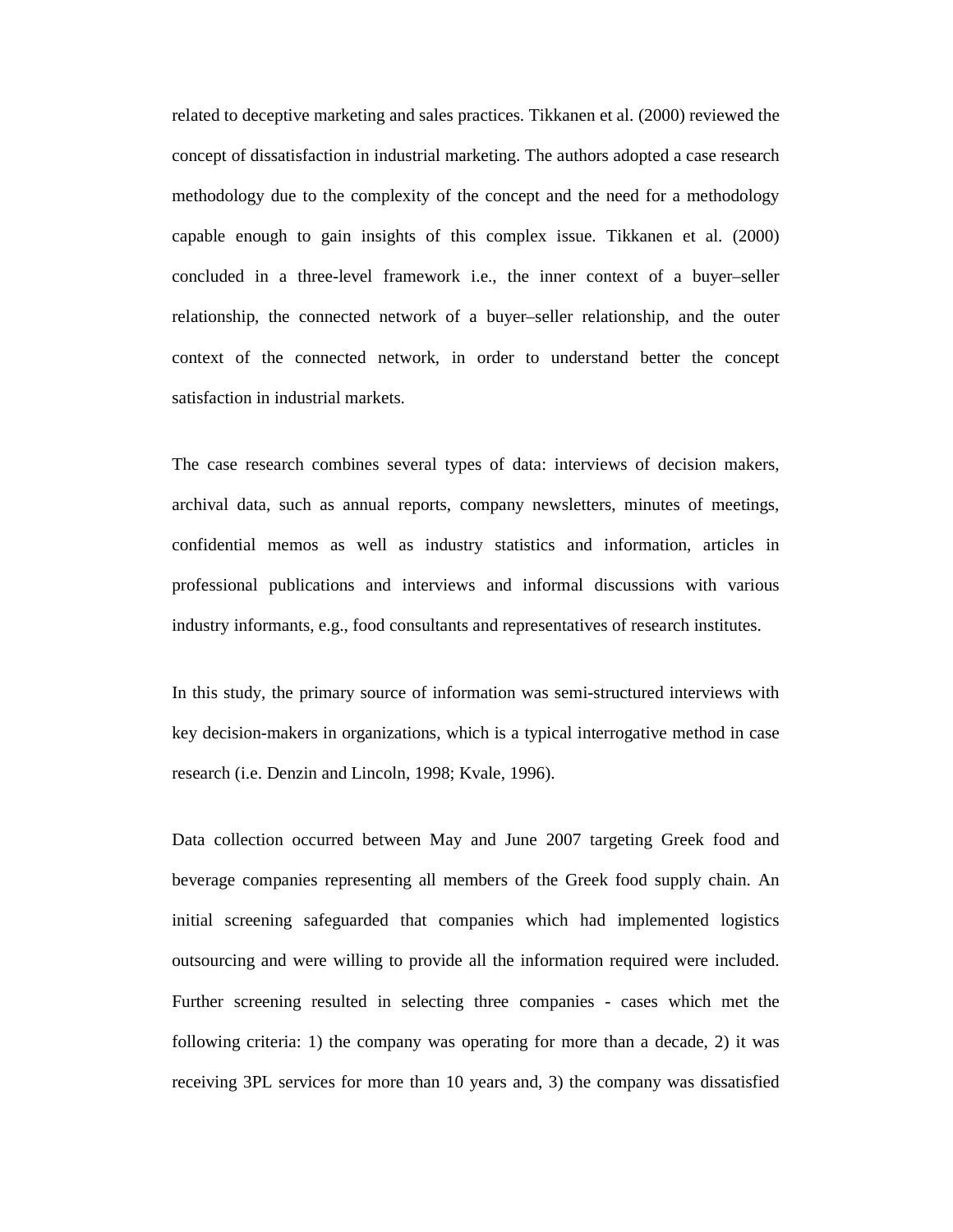related to deceptive marketing and sales practices. Tikkanen et al. (2000) reviewed the concept of dissatisfaction in industrial marketing. The authors adopted a case research methodology due to the complexity of the concept and the need for a methodology capable enough to gain insights of this complex issue. Tikkanen et al. (2000) concluded in a three-level framework i.e., the inner context of a buyer–seller relationship, the connected network of a buyer–seller relationship, and the outer context of the connected network, in order to understand better the concept satisfaction in industrial markets.

The case research combines several types of data: interviews of decision makers, archival data, such as annual reports, company newsletters, minutes of meetings, confidential memos as well as industry statistics and information, articles in professional publications and interviews and informal discussions with various industry informants, e.g., food consultants and representatives of research institutes.

In this study, the primary source of information was semi-structured interviews with key decision-makers in organizations, which is a typical interrogative method in case research (i.e. Denzin and Lincoln, 1998; Kvale, 1996).

Data collection occurred between May and June 2007 targeting Greek food and beverage companies representing all members of the Greek food supply chain. An initial screening safeguarded that companies which had implemented logistics outsourcing and were willing to provide all the information required were included. Further screening resulted in selecting three companies - cases which met the following criteria: 1) the company was operating for more than a decade, 2) it was receiving 3PL services for more than 10 years and, 3) the company was dissatisfied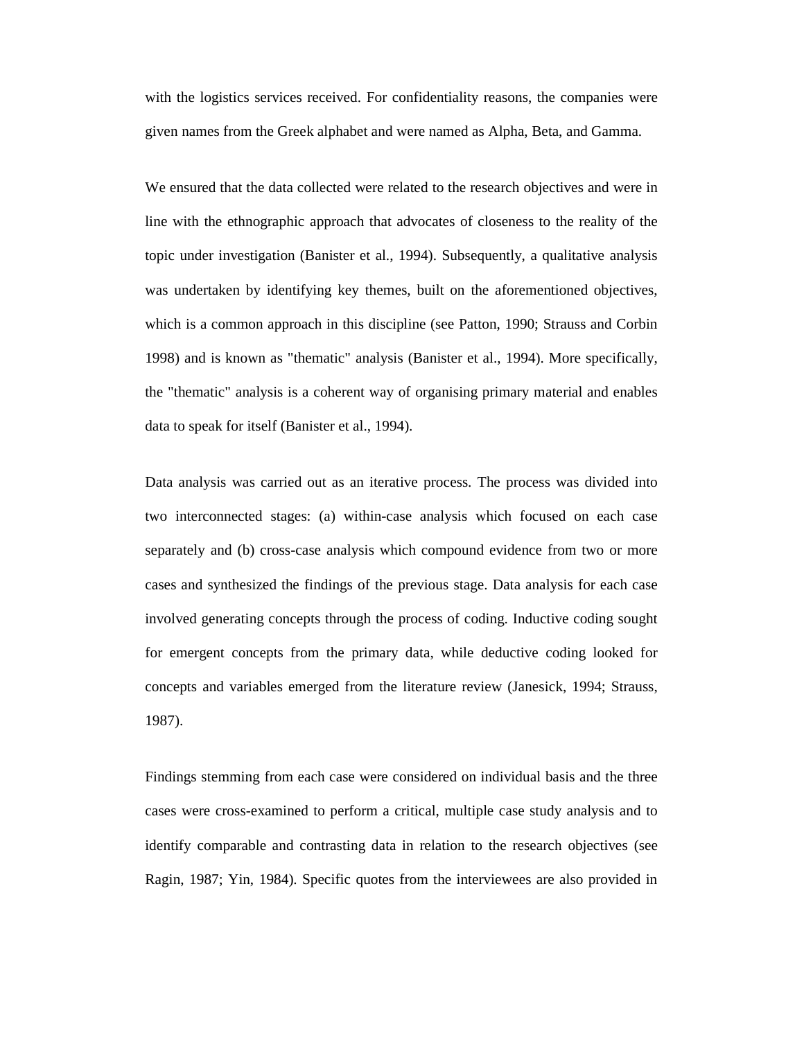with the logistics services received. For confidentiality reasons, the companies were given names from the Greek alphabet and were named as Alpha, Beta, and Gamma.

We ensured that the data collected were related to the research objectives and were in line with the ethnographic approach that advocates of closeness to the reality of the topic under investigation (Banister et al., 1994). Subsequently, a qualitative analysis was undertaken by identifying key themes, built on the aforementioned objectives, which is a common approach in this discipline (see Patton, 1990; Strauss and Corbin 1998) and is known as "thematic" analysis (Banister et al., 1994). More specifically, the "thematic" analysis is a coherent way of organising primary material and enables data to speak for itself (Banister et al., 1994).

Data analysis was carried out as an iterative process. The process was divided into two interconnected stages: (a) within-case analysis which focused on each case separately and (b) cross-case analysis which compound evidence from two or more cases and synthesized the findings of the previous stage. Data analysis for each case involved generating concepts through the process of coding. Inductive coding sought for emergent concepts from the primary data, while deductive coding looked for concepts and variables emerged from the literature review (Janesick, 1994; Strauss, 1987).

Findings stemming from each case were considered on individual basis and the three cases were cross-examined to perform a critical, multiple case study analysis and to identify comparable and contrasting data in relation to the research objectives (see Ragin, 1987; Yin, 1984). Specific quotes from the interviewees are also provided in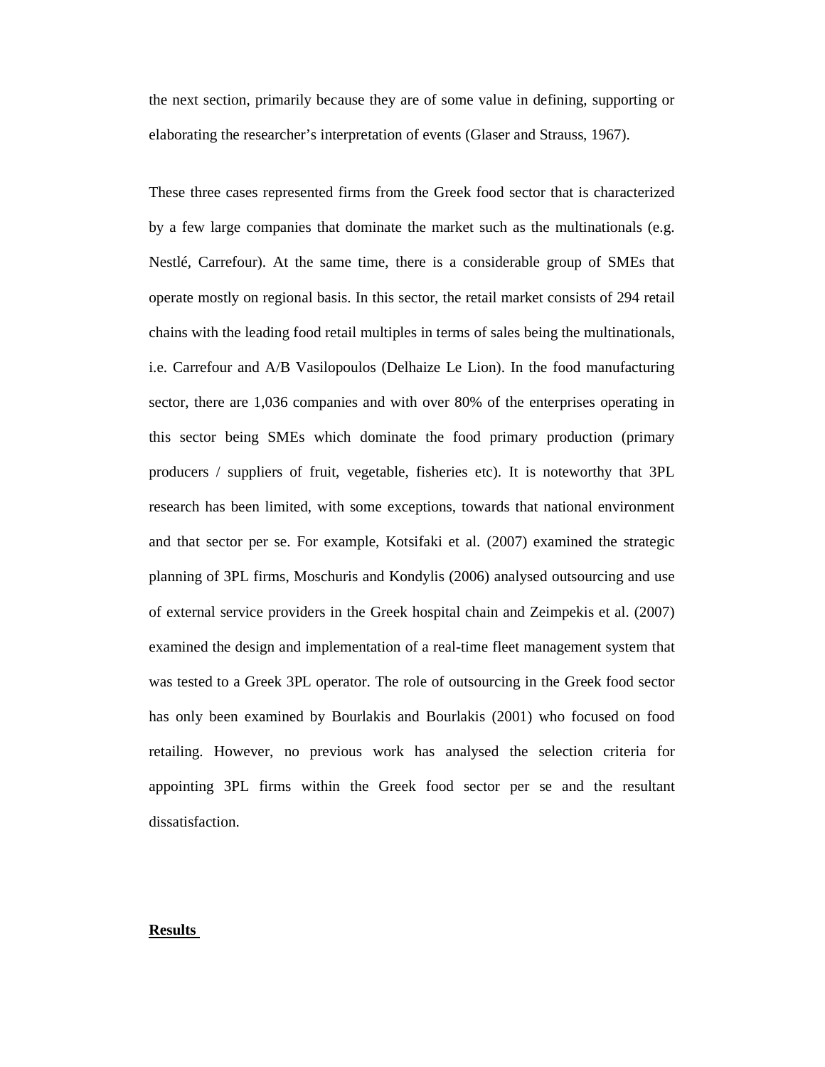the next section, primarily because they are of some value in defining, supporting or elaborating the researcher's interpretation of events (Glaser and Strauss, 1967).

These three cases represented firms from the Greek food sector that is characterized by a few large companies that dominate the market such as the multinationals (e.g. Nestlé, Carrefour). At the same time, there is a considerable group of SMEs that operate mostly on regional basis. In this sector, the retail market consists of 294 retail chains with the leading food retail multiples in terms of sales being the multinationals, i.e. Carrefour and A/B Vasilopoulos (Delhaize Le Lion). In the food manufacturing sector, there are 1,036 companies and with over 80% of the enterprises operating in this sector being SMEs which dominate the food primary production (primary producers / suppliers of fruit, vegetable, fisheries etc). It is noteworthy that 3PL research has been limited, with some exceptions, towards that national environment and that sector per se. For example, Kotsifaki et al. (2007) examined the strategic planning of 3PL firms, Moschuris and Kondylis (2006) analysed outsourcing and use of external service providers in the Greek hospital chain and Zeimpekis et al. (2007) examined the design and implementation of a real-time fleet management system that was tested to a Greek 3PL operator. The role of outsourcing in the Greek food sector has only been examined by Bourlakis and Bourlakis (2001) who focused on food retailing. However, no previous work has analysed the selection criteria for appointing 3PL firms within the Greek food sector per se and the resultant dissatisfaction.

## Results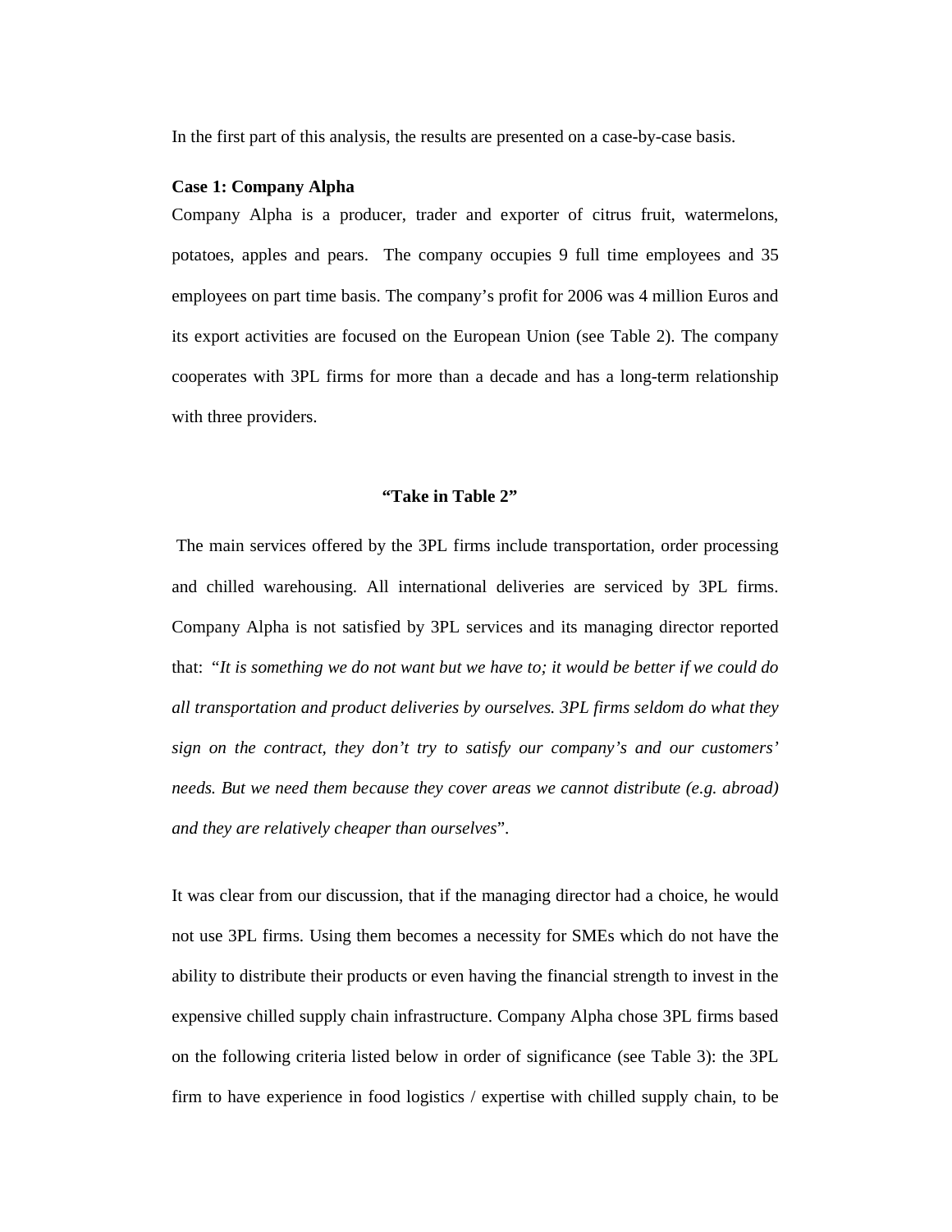In the first part of this analysis, the results are presented on a case-by-case basis.

**Case 1: Company Alpha**

Company Alpha is a producer, trader and exporter of citrus fruit, watermelons, potatoes, apples and pears. The company occupies 9 full time employees and 35 employees on part time basis. The company's profit for 2006 was 4 million Euros and its export activities are focused on the European Union (see Table 2). The company cooperates with 3PL firms for more than a decade and has a long-term relationship with three providers.

**"Take in Table 2"**

The main services offered by the 3PL firms include transportation, order processing and chilled warehousing. All international deliveries are serviced by 3PL firms. Company Alpha is not satisfied by 3PL services and its managing director reported that: "*It is something we do not want but we have to; it would be better if we could do all transportation and product deliveries by ourselves. 3PL firms seldom do what they sign on the contract, they don't try to satisfy our company's and our customers' needs. But we need them because they cover areas we cannot distribute (e.g. abroad) and they are relatively cheaper than ourselves*".

It was clear from our discussion, that if the managing director had a choice, he would not use 3PL firms. Using them becomes a necessity for SMEs which do not have the ability to distribute their products or even having the financial strength to invest in the expensive chilled supply chain infrastructure. Company Alpha chose 3PL firms based on the following criteria listed below in order of significance (see Table 3): the 3PL firm to have experience in food logistics / expertise with chilled supply chain, to be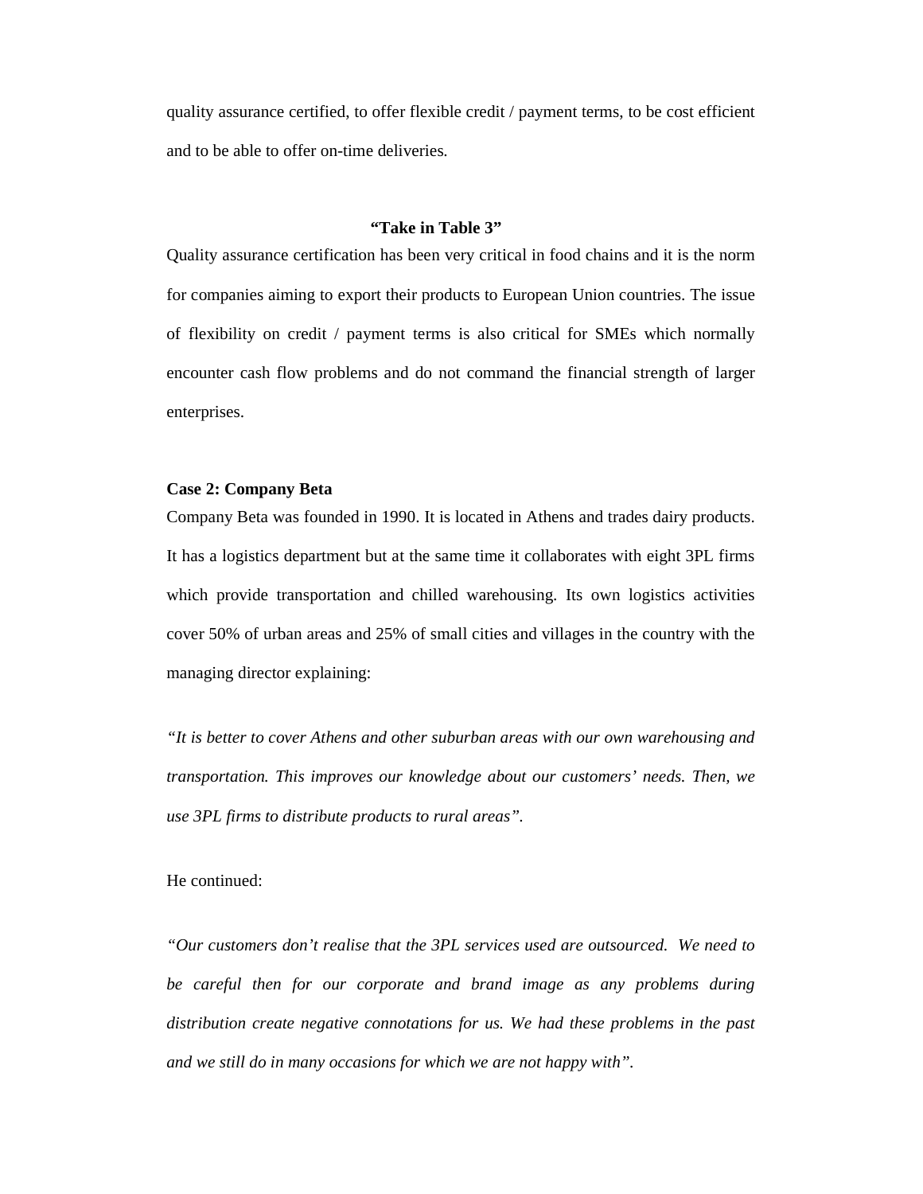quality assurance certified, to offer flexible credit / payment terms, to be cost efficient and to be able to offer on-time deliveries.

**"Take in Table 3"**

Quality assurance certification has been very critical in food chains and it is the norm for companies aiming to export their products to European Union countries. The issue of flexibility on credit / payment terms is also critical for SMEs which normally encounter cash flow problems and do not command the financial strength of larger enterprises.

**Case 2: Company Beta**

Company Beta was founded in 1990. It is located in Athens and trades dairy products. It has a logistics department but at the same time it collaborates with eight 3PL firms which provide transportation and chilled warehousing. Its own logistics activities cover 50% of urban areas and 25% of small cities and villages in the country with the managing director explaining:

*"It is better to cover Athens and other suburban areas with our own warehousing and transportation. This improves our knowledge about our customers' needs. Then, we use 3PL firms to distribute products to rural areas".*

He continued:

*"Our customers don't realise that the 3PL services used are outsourced. We need to be careful then for our corporate and brand image as any problems during distribution create negative connotations for us. We had these problems in the past and we still do in many occasions for which we are not happy with".*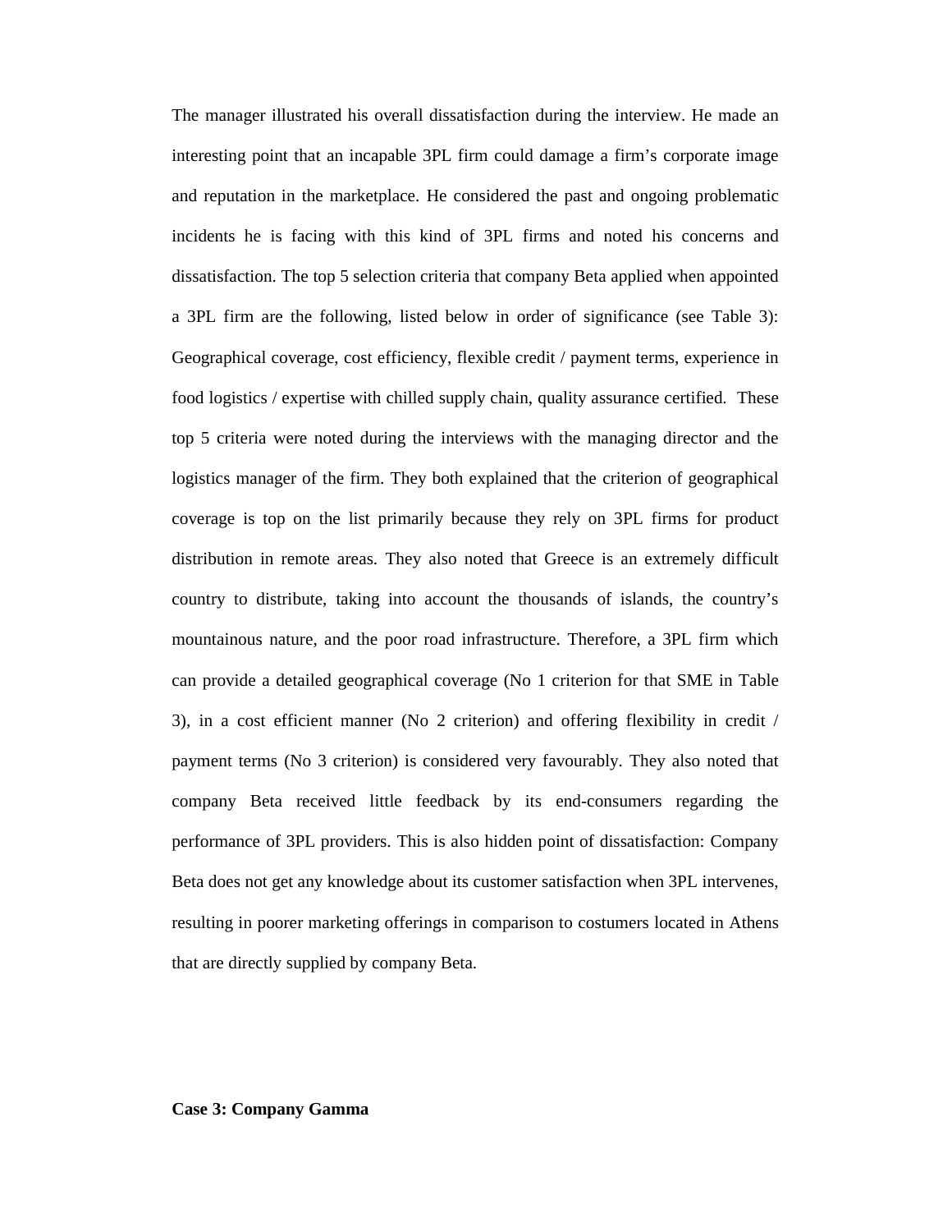The manager illustrated his overall dissatisfaction during the interview. He made an interesting point that an incapable 3PL firm could damage a firm's corporate image and reputation in the marketplace. He considered the past and ongoing problematic incidents he is facing with this kind of 3PL firms and noted his concerns and dissatisfaction. The top 5 selection criteria that company Beta applied when appointed a 3PL firm are the following, listed below in order of significance (see Table 3): Geographical coverage, cost efficiency, flexible credit / payment terms, experience in food logistics / expertise with chilled supply chain, quality assurance certified. These top 5 criteria were noted during the interviews with the managing director and the logistics manager of the firm. They both explained that the criterion of geographical coverage is top on the list primarily because they rely on 3PL firms for product distribution in remote areas. They also noted that Greece is an extremely difficult country to distribute, taking into account the thousands of islands, the country's mountainous nature, and the poor road infrastructure. Therefore, a 3PL firm which can provide a detailed geographical coverage (No 1 criterion for that SME in Table 3), in a cost efficient manner (No 2 criterion) and offering flexibility in credit / payment terms (No 3 criterion) is considered very favourably. They also noted that company Beta received little feedback by its end-consumers regarding the performance of 3PL providers. This is also hidden point of dissatisfaction: Company Beta does not get any knowledge about its customer satisfaction when 3PL intervenes, resulting in poorer marketing offerings in comparison to costumers located in Athens that are directly supplied by company Beta.

**Case 3: Company Gamma**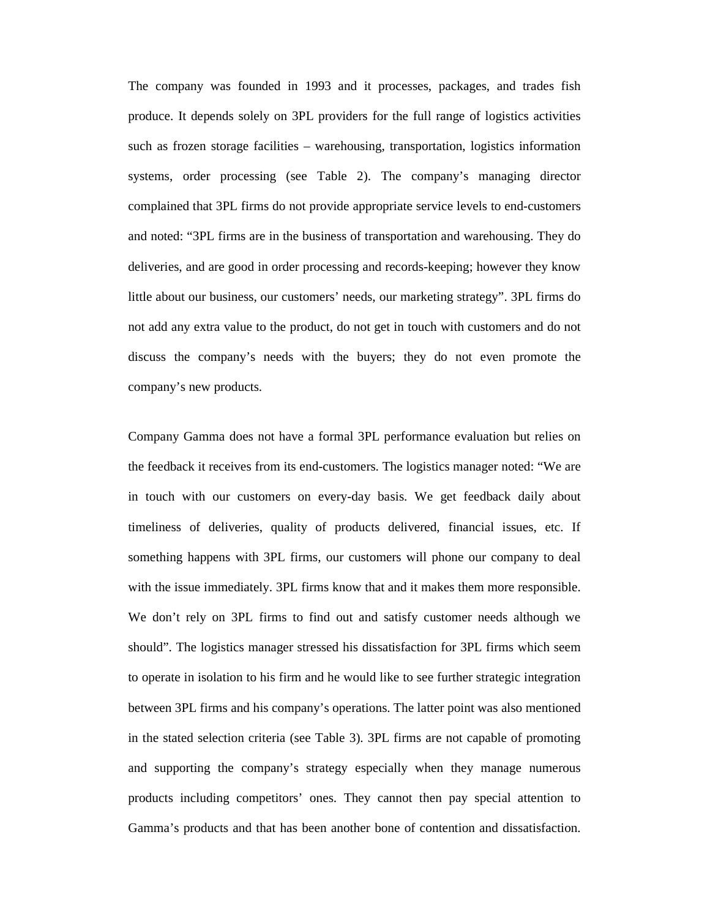The company was founded in 1993 and it processes, packages, and trades fish produce. It depends solely on 3PL providers for the full range of logistics activities such as frozen storage facilities – warehousing, transportation, logistics information systems, order processing (see Table 2). The company's managing director complained that 3PL firms do not provide appropriate service levels to end-customers and noted: "3PL firms are in the business of transportation and warehousing. They do deliveries, and are good in order processing and records-keeping; however they know little about our business, our customers' needs, our marketing strategy". 3PL firms do not add any extra value to the product, do not get in touch with customers and do not discuss the company's needs with the buyers; they do not even promote the company's new products.

Company Gamma does not have a formal 3PL performance evaluation but relies on the feedback it receives from its end-customers. The logistics manager noted: "We are in touch with our customers on every-day basis. We get feedback daily about timeliness of deliveries, quality of products delivered, financial issues, etc. If something happens with 3PL firms, our customers will phone our company to deal with the issue immediately. 3PL firms know that and it makes them more responsible. We don't rely on 3PL firms to find out and satisfy customer needs although we should". The logistics manager stressed his dissatisfaction for 3PL firms which seem to operate in isolation to his firm and he would like to see further strategic integration between 3PL firms and his company's operations. The latter point was also mentioned in the stated selection criteria (see Table 3). 3PL firms are not capable of promoting and supporting the company's strategy especially when they manage numerous products including competitors' ones. They cannot then pay special attention to Gamma's products and that has been another bone of contention and dissatisfaction.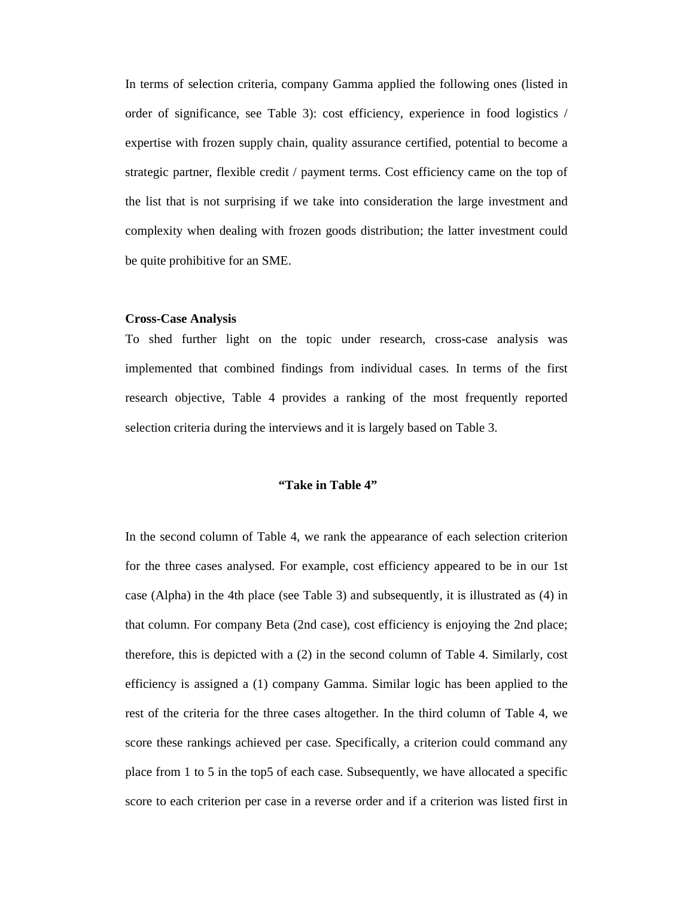In terms of selection criteria, company Gamma applied the following ones (listed in order of significance, see Table 3): cost efficiency, experience in food logistics / expertise with frozen supply chain, quality assurance certified, potential to become a strategic partner, flexible credit / payment terms. Cost efficiency came on the top of the list that is not surprising if we take into consideration the large investment and complexity when dealing with frozen goods distribution; the latter investment could be quite prohibitive for an SME.

**Cross-Case Analysis**

To shed further light on the topic under research, cross-case analysis was implemented that combined findings from individual cases. In terms of the first research objective, Table 4 provides a ranking of the most frequently reported selection criteria during the interviews and it is largely based on Table 3.

**"Take in Table 4"**

In the second column of Table 4, we rank the appearance of each selection criterion for the three cases analysed. For example, cost efficiency appeared to be in our 1st case (Alpha) in the 4th place (see Table 3) and subsequently, it is illustrated as (4) in that column. For company Beta (2nd case), cost efficiency is enjoying the 2nd place; therefore, this is depicted with a (2) in the second column of Table 4. Similarly, cost efficiency is assigned a (1) company Gamma. Similar logic has been applied to the rest of the criteria for the three cases altogether. In the third column of Table 4, we score these rankings achieved per case. Specifically, a criterion could command any place from 1 to 5 in the top5 of each case. Subsequently, we have allocated a specific score to each criterion per case in a reverse order and if a criterion was listed first in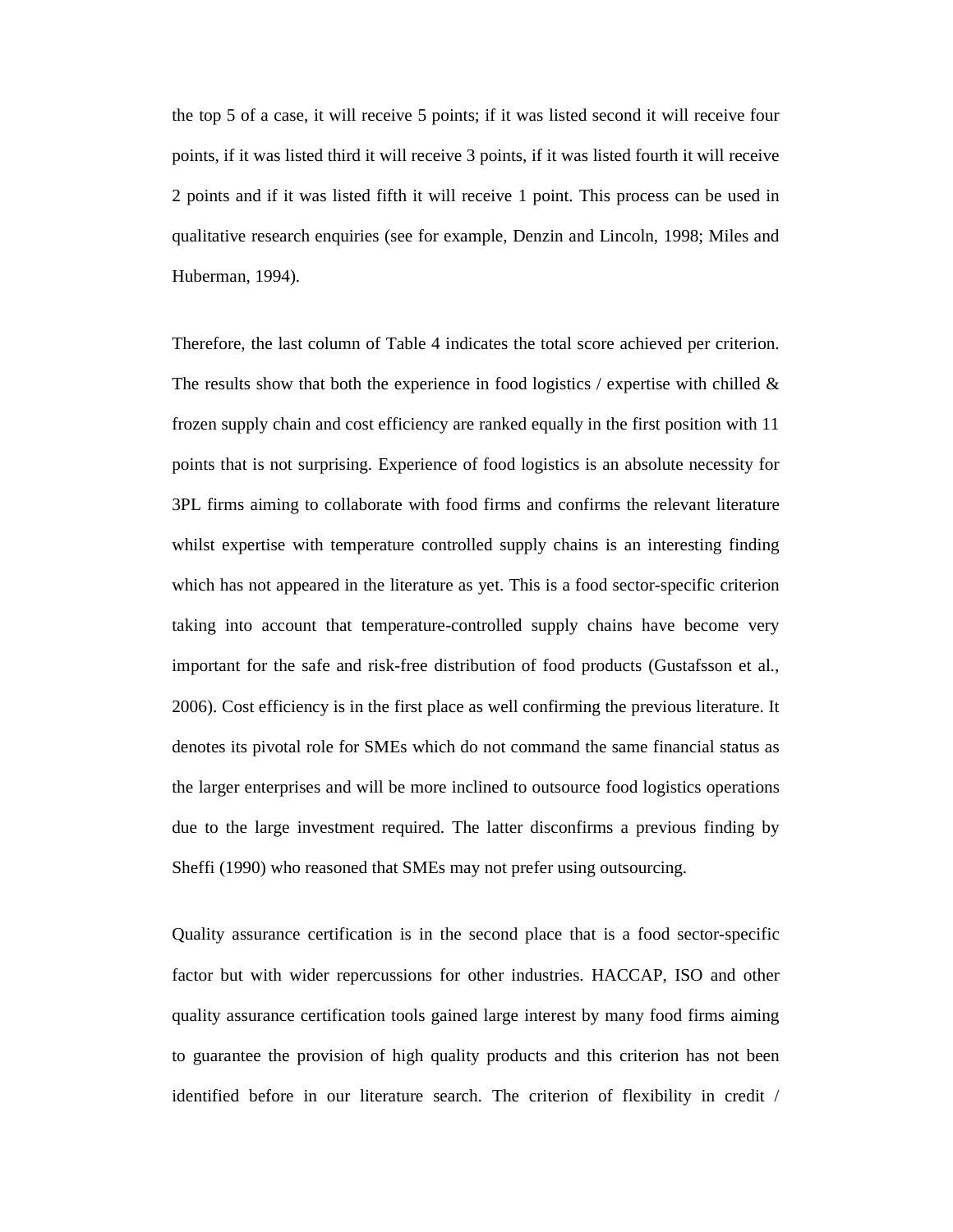the top 5 of a case, it will receive 5 points; if it was listed second it will receive four points, if it was listed third it will receive 3 points, if it was listed fourth it will receive 2 points and if it was listed fifth it will receive 1 point. This process can be used in qualitative research enquiries (see for example, Denzin and Lincoln, 1998; Miles and Huberman, 1994).

Therefore, the last column of Table 4 indicates the total score achieved per criterion. The results show that both the experience in food logistics / expertise with chilled & frozen supply chain and cost efficiency are ranked equally in the first position with 11 points that is not surprising. Experience of food logistics is an absolute necessity for 3PL firms aiming to collaborate with food firms and confirms the relevant literature whilst expertise with temperature controlled supply chains is an interesting finding which has not appeared in the literature as yet. This is a food sector-specific criterion taking into account that temperature-controlled supply chains have become very important for the safe and risk-free distribution of food products (Gustafsson et al., 2006). Cost efficiency is in the first place as well confirming the previous literature. It denotes its pivotal role for SMEs which do not command the same financial status as the larger enterprises and will be more inclined to outsource food logistics operations due to the large investment required. The latter disconfirms a previous finding by Sheffi (1990) who reasoned that SMEs may not prefer using outsourcing.

Quality assurance certification is in the second place that is a food sector-specific factor but with wider repercussions for other industries. HACCAP, ISO and other quality assurance certification tools gained large interest by many food firms aiming to guarantee the provision of high quality products and this criterion has not been identified before in our literature search. The criterion of flexibility in credit /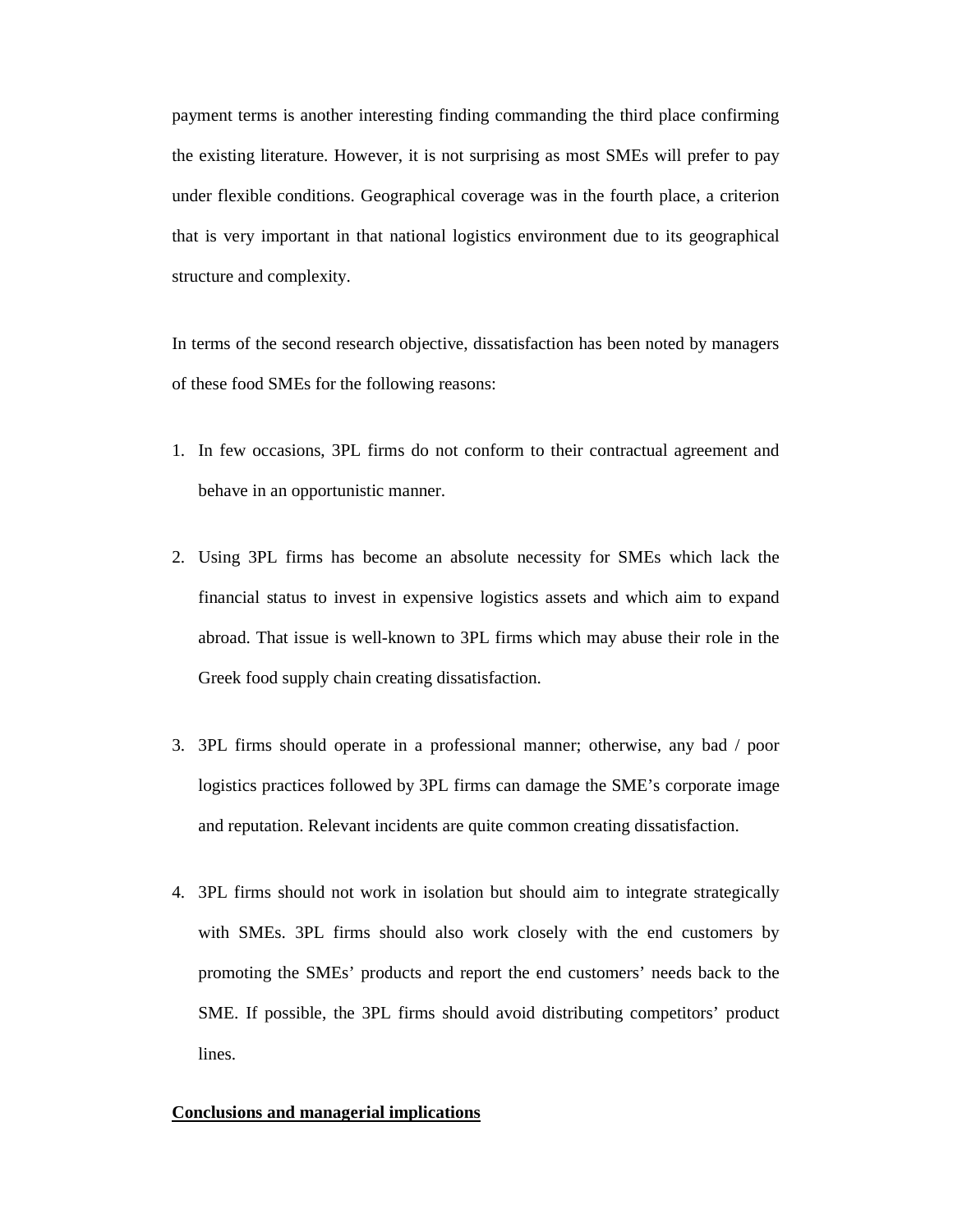payment terms is another interesting finding commanding the third place confirming the existing literature. However, it is not surprising as most SMEs will prefer to pay under flexible conditions. Geographical coverage was in the fourth place, a criterion that is very important in that national logistics environment due to its geographical structure and complexity.

In terms of the second research objective, dissatisfaction has been noted by managers of these food SMEs for the following reasons:

1. In few occasions, 3PL firms do not conform to their contractual agreement and behave in an opportunistic manner.

2. Using 3PL firms has become an absolute necessity for SMEs which lack the financial status to invest in expensive logistics assets and which aim to expand abroad. That issue is well-known to 3PL firms which may abuse their role in the Greek food supply chain creating dissatisfaction.

3. 3PL firms should operate in a professional manner; otherwise, any bad / poor logistics practices followed by 3PL firms can damage the SME's corporate image and reputation. Relevant incidents are quite common creating dissatisfaction.

4. 3PL firms should not work in isolation but should aim to integrate strategically with SMEs. 3PL firms should also work closely with the end customers by promoting the SMEs' products and report the end customers' needs back to the SME. If possible, the 3PL firms should avoid distributing competitors' product lines.

## **Conclusions and managerial implications**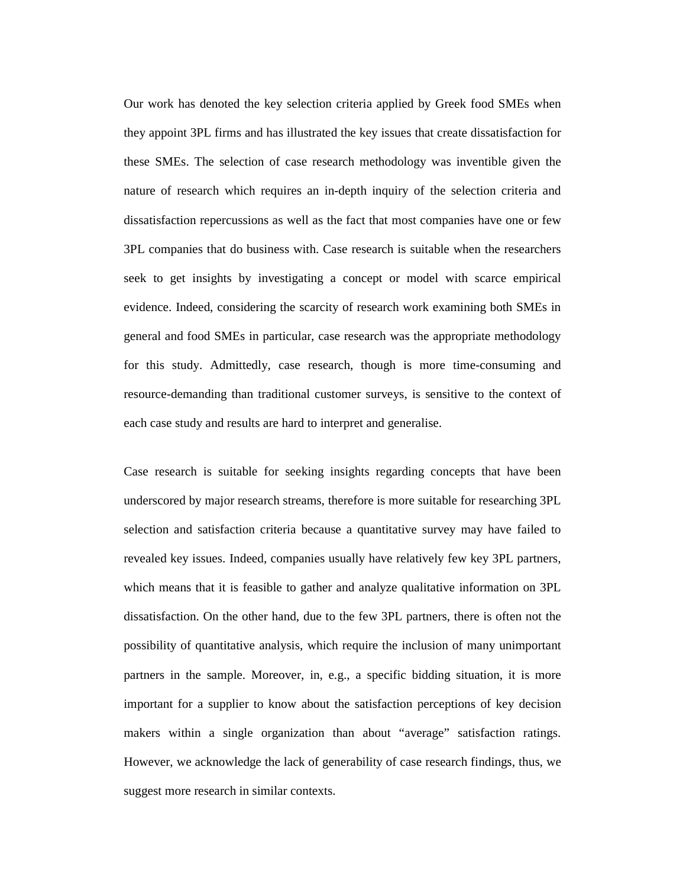Our work has denoted the key selection criteria applied by Greek food SMEs when they appoint 3PL firms and has illustrated the key issues that create dissatisfaction for these SMEs. The selection of case research methodology was inventible given the nature of research which requires an in-depth inquiry of the selection criteria and dissatisfaction repercussions as well as the fact that most companies have one or few 3PL companies that do business with. Case research is suitable when the researchers seek to get insights by investigating a concept or model with scarce empirical evidence. Indeed, considering the scarcity of research work examining both SMEs in general and food SMEs in particular, case research was the appropriate methodology for this study. Admittedly, case research, though is more time-consuming and resource-demanding than traditional customer surveys, is sensitive to the context of each case study and results are hard to interpret and generalise.

Case research is suitable for seeking insights regarding concepts that have been underscored by major research streams, therefore is more suitable for researching 3PL selection and satisfaction criteria because a quantitative survey may have failed to revealed key issues. Indeed, companies usually have relatively few key 3PL partners, which means that it is feasible to gather and analyze qualitative information on 3PL dissatisfaction. On the other hand, due to the few 3PL partners, there is often not the possibility of quantitative analysis, which require the inclusion of many unimportant partners in the sample. Moreover, in, e.g., a specific bidding situation, it is more important for a supplier to know about the satisfaction perceptions of key decision makers within a single organization than about "average" satisfaction ratings. However, we acknowledge the lack of generability of case research findings, thus, we suggest more research in similar contexts.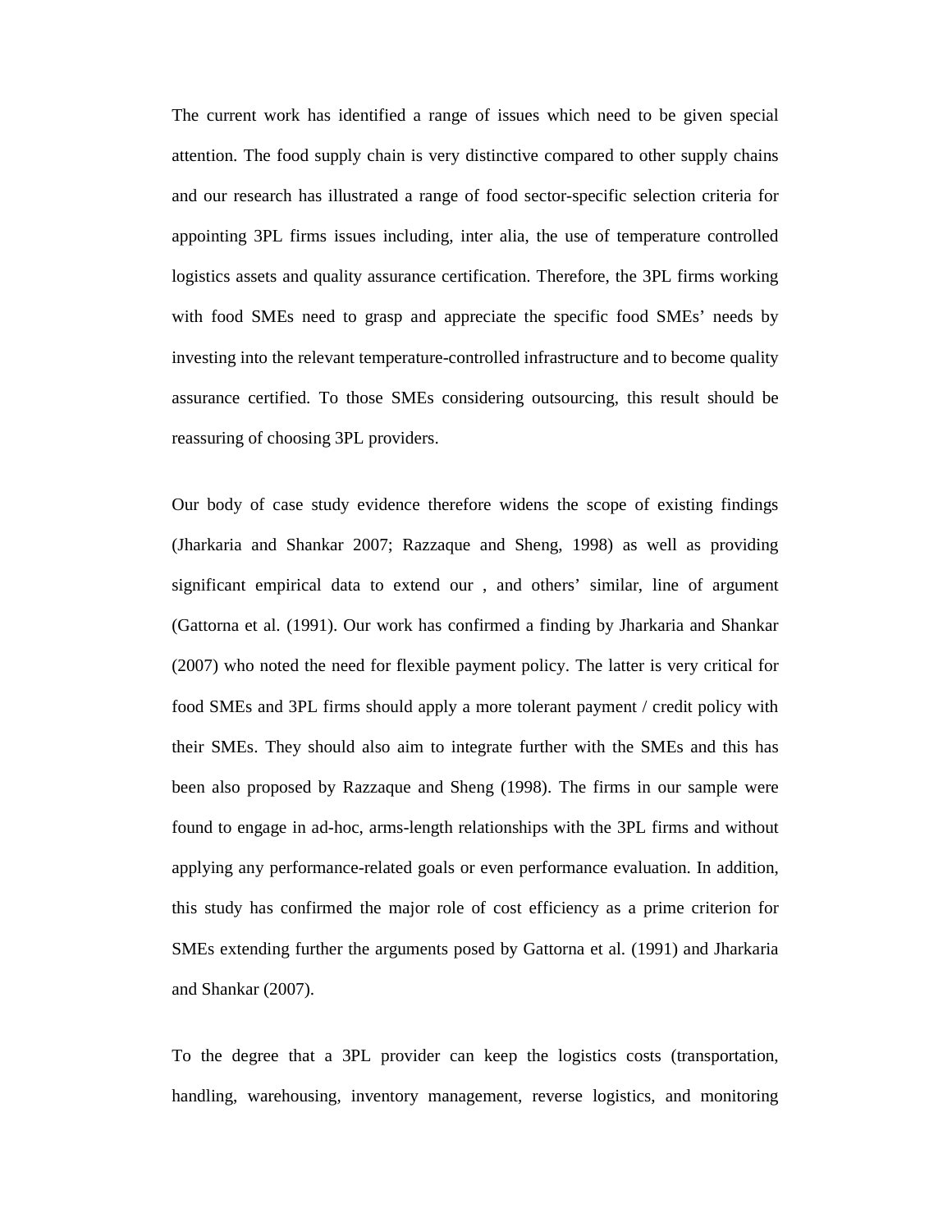The current work has identified a range of issues which need to be given special attention. The food supply chain is very distinctive compared to other supply chains and our research has illustrated a range of food sector-specific selection criteria for appointing 3PL firms issues including, inter alia, the use of temperature controlled logistics assets and quality assurance certification. Therefore, the 3PL firms working with food SMEs need to grasp and appreciate the specific food SMEs' needs by investing into the relevant temperature-controlled infrastructure and to become quality assurance certified. To those SMEs considering outsourcing, this result should be reassuring of choosing 3PL providers.

Our body of case study evidence therefore widens the scope of existing findings (Jharkaria and Shankar 2007; Razzaque and Sheng, 1998) as well as providing significant empirical data to extend our , and others' similar, line of argument (Gattorna et al. (1991). Our work has confirmed a finding by Jharkaria and Shankar (2007) who noted the need for flexible payment policy. The latter is very critical for food SMEs and 3PL firms should apply a more tolerant payment / credit policy with their SMEs. They should also aim to integrate further with the SMEs and this has been also proposed by Razzaque and Sheng (1998). The firms in our sample were found to engage in ad-hoc, arms-length relationships with the 3PL firms and without applying any performance-related goals or even performance evaluation. In addition, this study has confirmed the major role of cost efficiency as a prime criterion for SMEs extending further the arguments posed by Gattorna et al. (1991) and Jharkaria and Shankar (2007).

To the degree that a 3PL provider can keep the logistics costs (transportation, handling, warehousing, inventory management, reverse logistics, and monitoring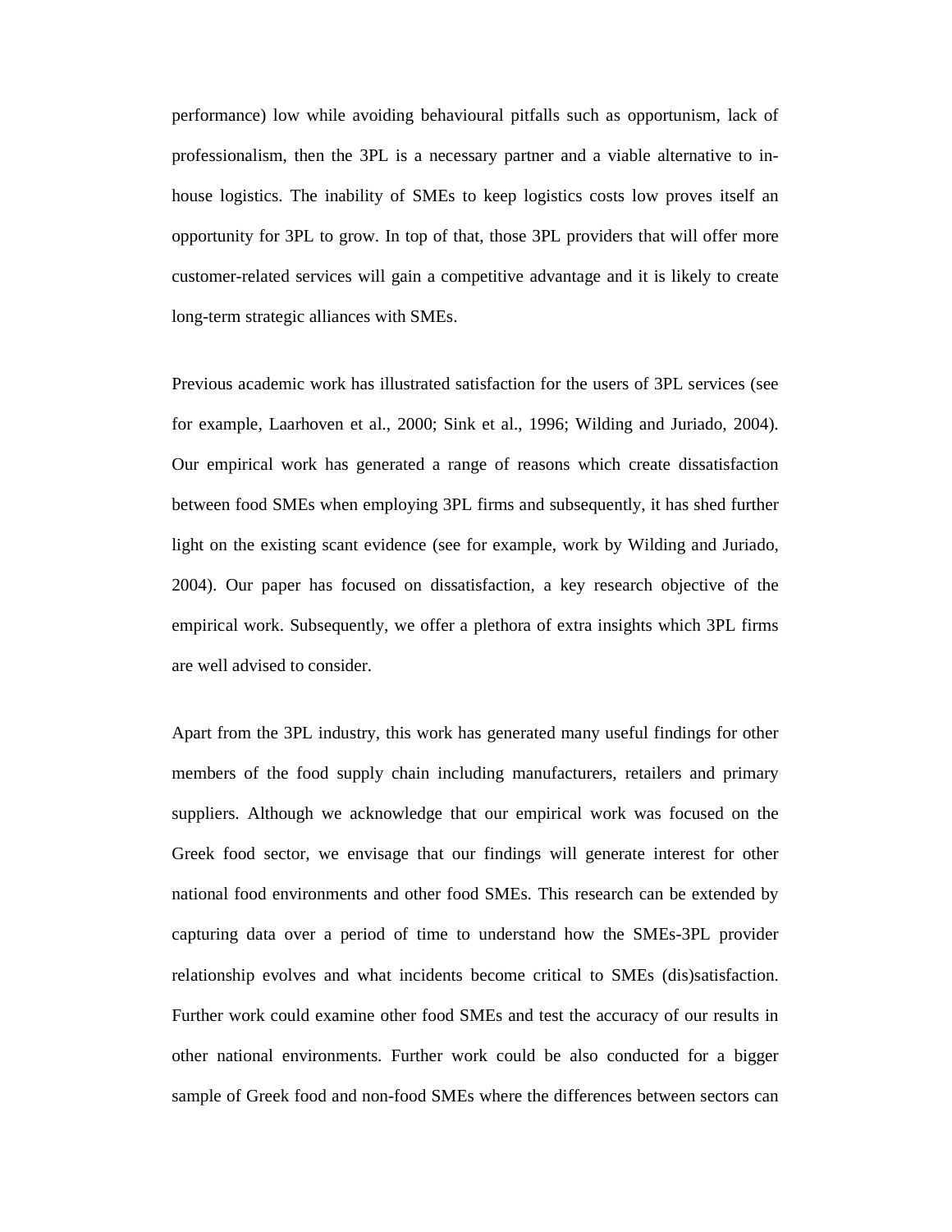performance) low while avoiding behavioural pitfalls such as opportunism, lack of professionalism, then the 3PL is a necessary partner and a viable alternative to in-house logistics. The inability of SMEs to keep logistics costs low proves itself an opportunity for 3PL to grow. In top of that, those 3PL providers that will offer more customer-related services will gain a competitive advantage and it is likely to create long-term strategic alliances with SMEs.

Previous academic work has illustrated satisfaction for the users of 3PL services (see for example, Laarhoven et al., 2000; Sink et al., 1996; Wilding and Juriado, 2004). Our empirical work has generated a range of reasons which create dissatisfaction between food SMEs when employing 3PL firms and subsequently, it has shed further light on the existing scant evidence (see for example, work by Wilding and Juriado, 2004). Our paper has focused on dissatisfaction, a key research objective of the empirical work. Subsequently, we offer a plethora of extra insights which 3PL firms are well advised to consider.

Apart from the 3PL industry, this work has generated many useful findings for other members of the food supply chain including manufacturers, retailers and primary suppliers. Although we acknowledge that our empirical work was focused on the Greek food sector, we envisage that our findings will generate interest for other national food environments and other food SMEs. This research can be extended by capturing data over a period of time to understand how the SMEs-3PL provider relationship evolves and what incidents become critical to SMEs (dis)satisfaction. Further work could examine other food SMEs and test the accuracy of our results in other national environments. Further work could be also conducted for a bigger sample of Greek food and non-food SMEs where the differences between sectors can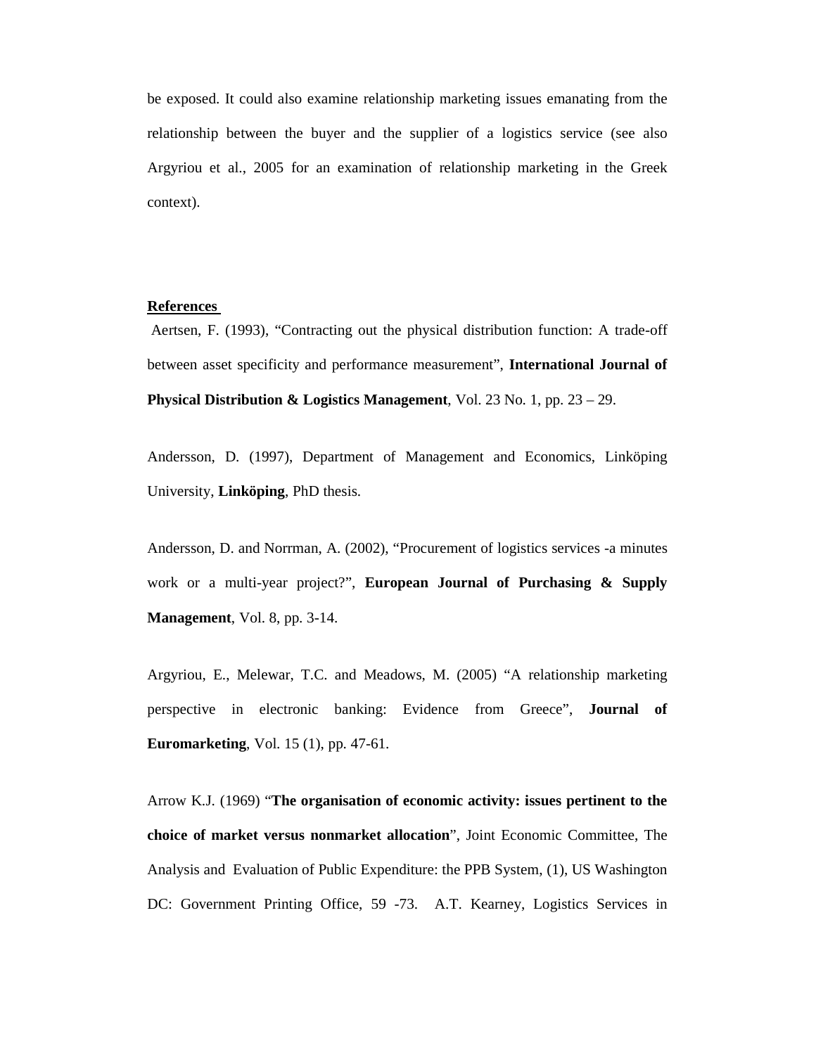be exposed. It could also examine relationship marketing issues emanating from the relationship between the buyer and the supplier of a logistics service (see also Argyriou et al., 2005 for an examination of relationship marketing in the Greek context).

**References**

Aertsen, F. (1993), "Contracting out the physical distribution function: A trade-off between asset specificity and performance measurement", **International Journal of Physical Distribution & Logistics Management**, Vol. 23 No. 1, pp. 23 – 29.

Andersson, D. (1997), Department of Management and Economics, Linköping University, **Linköping**, PhD thesis.

Andersson, D. and Norrman, A. (2002), "Procurement of logistics services -a minutes work or a multi-year project?", **European Journal of Purchasing & Supply Management**, Vol. 8, pp. 3-14.

Argyriou, E., Melewar, T.C. and Meadows, M. (2005) "A relationship marketing perspective in electronic banking: Evidence from Greece", **Journal of Euromarketing**, Vol. 15 (1), pp. 47-61.

Arrow K.J. (1969) "**The organisation of economic activity: issues pertinent to the choice of market versus nonmarket allocation**", Joint Economic Committee, The Analysis and Evaluation of Public Expenditure: the PPB System, (1), US Washington DC: Government Printing Office, 59 -73. A.T. Kearney, Logistics Services in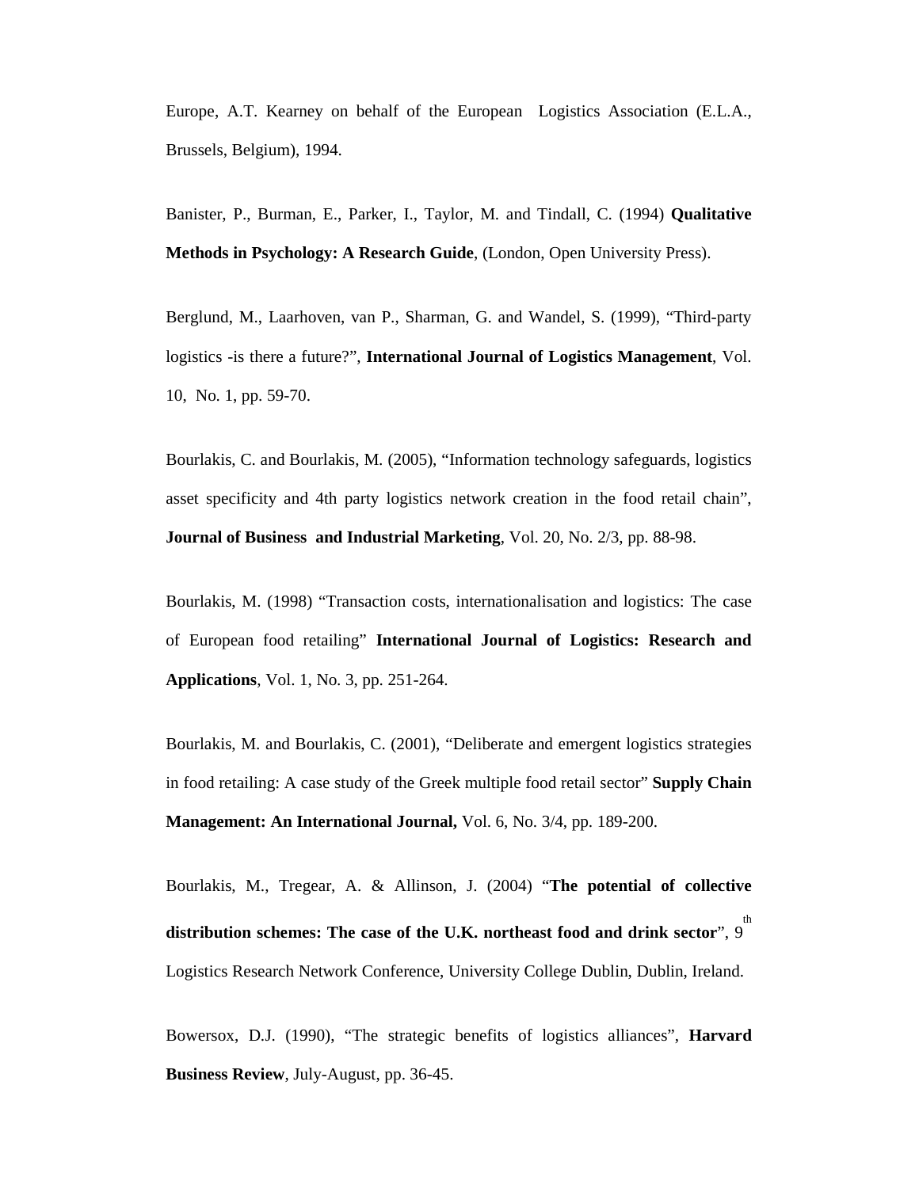Europe, A.T. Kearney on behalf of the European Logistics Association (E.L.A., Brussels, Belgium), 1994.

Banister, P., Burman, E., Parker, I., Taylor, M. and Tindall, C. (1994) **Qualitative Methods in Psychology: A Research Guide**, (London, Open University Press).

Berglund, M., Laarhoven, van P., Sharman, G. and Wandel, S. (1999), "Third-party logistics -is there a future?", **International Journal of Logistics Management**, Vol. 10, No. 1, pp. 59-70.

Bourlakis, C. and Bourlakis, M. (2005), "Information technology safeguards, logistics asset specificity and 4th party logistics network creation in the food retail chain", **Journal of Business and Industrial Marketing**, Vol. 20, No. 2/3, pp. 88-98.

Bourlakis, M. (1998) "Transaction costs, internationalisation and logistics: The case of European food retailing" **International Journal of Logistics: Research and Applications**, Vol. 1, No. 3, pp. 251-264.

Bourlakis, M. and Bourlakis, C. (2001), "Deliberate and emergent logistics strategies in food retailing: A case study of the Greek multiple food retail sector" **Supply Chain Management: An International Journal,** Vol. 6, No. 3/4, pp. 189-200.

Bourlakis, M., Tregear, A. & Allinson, J. (2004) "**The potential of collective distribution schemes: The case of the U.K. northeast food and drink sector**", 9th Logistics Research Network Conference, University College Dublin, Dublin, Ireland.

Bowersox, D.J. (1990), "The strategic benefits of logistics alliances", **Harvard Business Review**, July-August, pp. 36-45.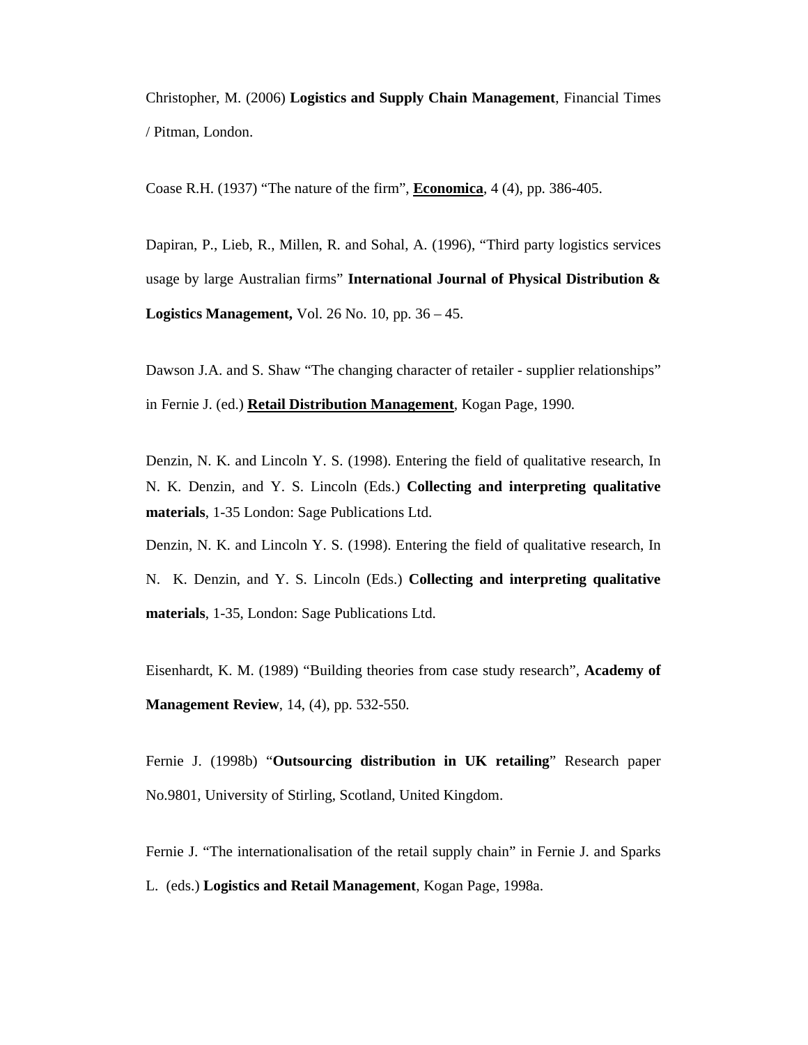Christopher, M. (2006) **Logistics and Supply Chain Management**, Financial Times / Pitman, London.

Coase R.H. (1937) "The nature of the firm", **Economica**, 4 (4), pp. 386-405.

Dapiran, P., Lieb, R., Millen, R. and Sohal, A. (1996), "Third party logistics services usage by large Australian firms" **International Journal of Physical Distribution & Logistics Management,** Vol. 26 No. 10, pp. 36 – 45.

Dawson J.A. and S. Shaw "The changing character of retailer - supplier relationships" in Fernie J. (ed.) **Retail Distribution Management**, Kogan Page, 1990.

Denzin, N. K. and Lincoln Y. S. (1998). Entering the field of qualitative research, In N. K. Denzin, and Y. S. Lincoln (Eds.) **Collecting and interpreting qualitative materials**, 1-35 London: Sage Publications Ltd.

Denzin, N. K. and Lincoln Y. S. (1998). Entering the field of qualitative research, In N. K. Denzin, and Y. S. Lincoln (Eds.) **Collecting and interpreting qualitative materials**, 1-35, London: Sage Publications Ltd.

Eisenhardt, K. M. (1989) "Building theories from case study research", **Academy of Management Review**, 14, (4), pp. 532-550.

Fernie J. (1998b) "**Outsourcing distribution in UK retailing**" Research paper No.9801, University of Stirling, Scotland, United Kingdom.

Fernie J. "The internationalisation of the retail supply chain" in Fernie J. and Sparks L. (eds.) **Logistics and Retail Management**, Kogan Page, 1998a.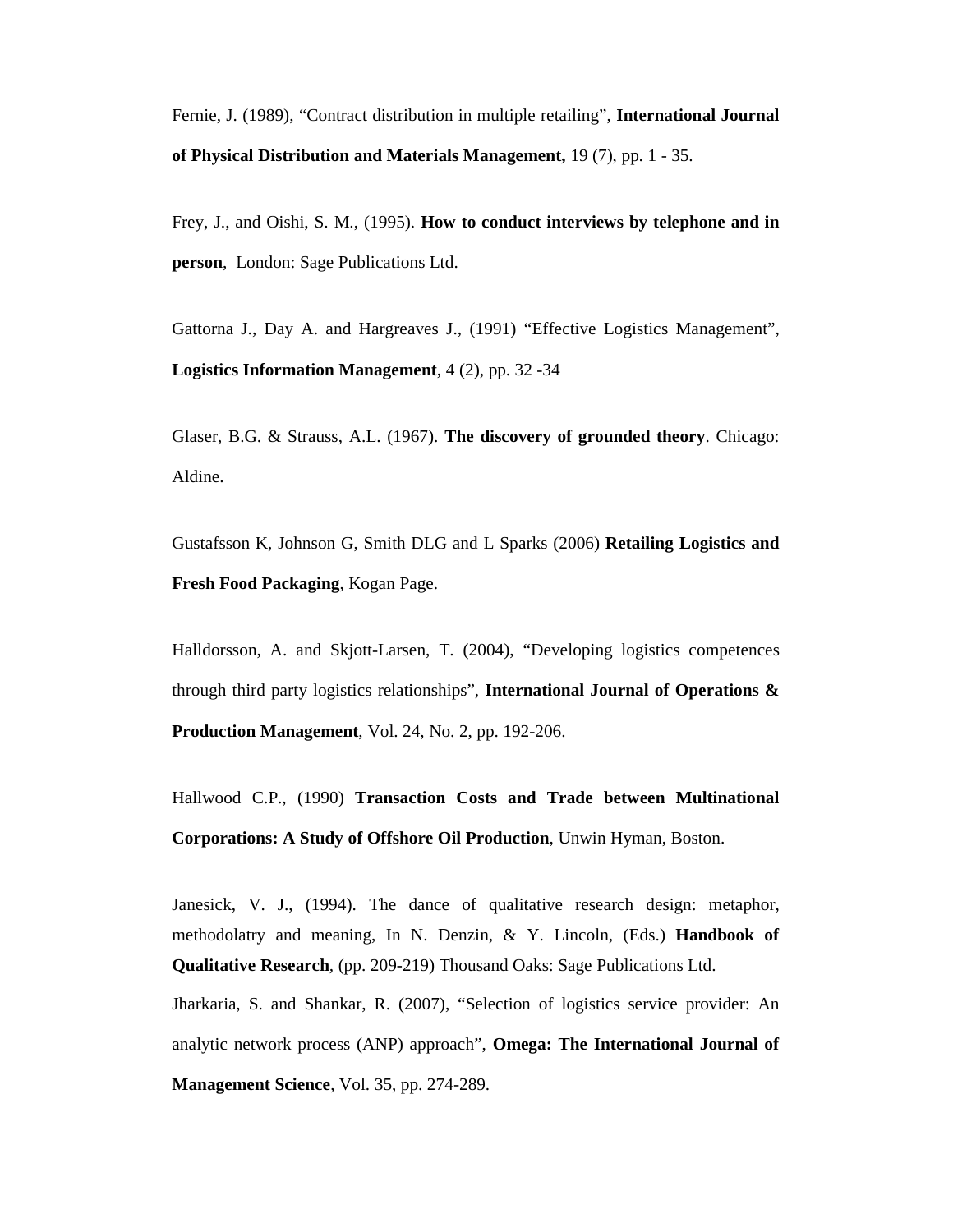Fernie, J. (1989), “Contract distribution in multiple retailing”, **International Journal of Physical Distribution and Materials Management,** 19 (7), pp. 1 - 35.

Frey, J., and Oishi, S. M., (1995). **How to conduct interviews by telephone and in person**, London: Sage Publications Ltd.

Gattorna J., Day A. and Hargreaves J., (1991) “Effective Logistics Management”, **Logistics Information Management**, 4 (2), pp. 32 -34

Glaser, B.G. & Strauss, A.L. (1967). **The discovery of grounded theory**. Chicago: Aldine.

Gustafsson K, Johnson G, Smith DLG and L Sparks (2006) **Retailing Logistics and Fresh Food Packaging**, Kogan Page.

Halldorsson, A. and Skjott-Larsen, T. (2004), “Developing logistics competences through third party logistics relationships”, **International Journal of Operations & Production Management**, Vol. 24, No. 2, pp. 192-206.

Hallwood C.P., (1990) **Transaction Costs and Trade between Multinational Corporations: A Study of Offshore Oil Production**, Unwin Hyman, Boston.

Janesick, V. J., (1994). The dance of qualitative research design: metaphor, methodolatry and meaning, In N. Denzin, & Y. Lincoln, (Eds.) **Handbook of Qualitative Research**, (pp. 209-219) Thousand Oaks: Sage Publications Ltd.

Jharkaria, S. and Shankar, R. (2007), “Selection of logistics service provider: An analytic network process (ANP) approach”, **Omega: The International Journal of Management Science**, Vol. 35, pp. 274-289.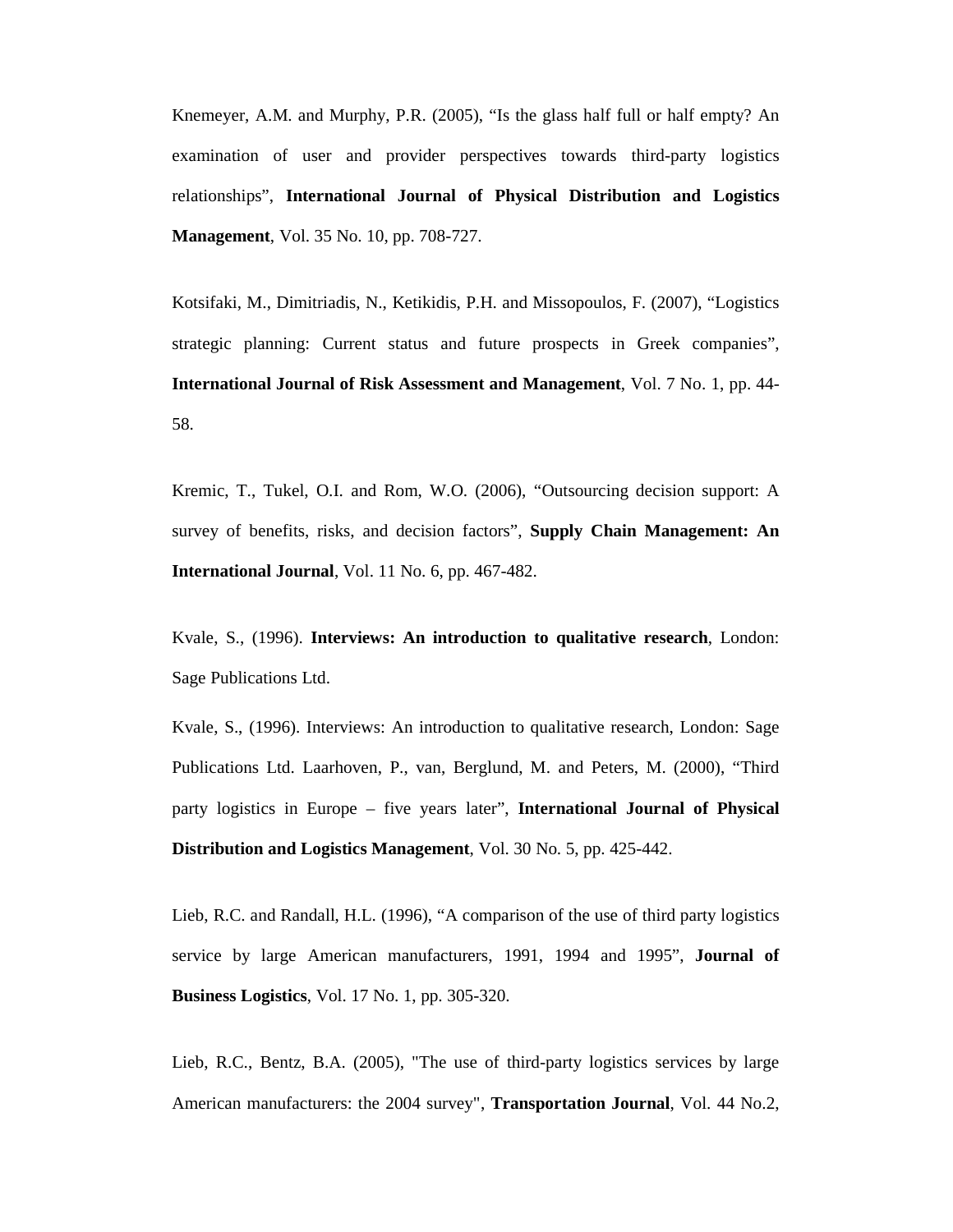Knemeyer, A.M. and Murphy, P.R. (2005), “Is the glass half full or half empty? An examination of user and provider perspectives towards third-party logistics relationships”, **International Journal of Physical Distribution and Logistics Management**, Vol. 35 No. 10, pp. 708-727.

Kotsifaki, M., Dimitriadis, N., Ketikidis, P.H. and Missopoulos, F. (2007), “Logistics strategic planning: Current status and future prospects in Greek companies”, **International Journal of Risk Assessment and Management**, Vol. 7 No. 1, pp. 44-58.

Kremic, T., Tukel, O.I. and Rom, W.O. (2006), “Outsourcing decision support: A survey of benefits, risks, and decision factors”, **Supply Chain Management: An International Journal**, Vol. 11 No. 6, pp. 467-482.

Kvale, S., (1996). **Interviews: An introduction to qualitative research**, London: Sage Publications Ltd.

Kvale, S., (1996). Interviews: An introduction to qualitative research, London: Sage Publications Ltd. Laarhoven, P., van, Berglund, M. and Peters, M. (2000), “Third party logistics in Europe – five years later”, **International Journal of Physical Distribution and Logistics Management**, Vol. 30 No. 5, pp. 425-442.

Lieb, R.C. and Randall, H.L. (1996), “A comparison of the use of third party logistics service by large American manufacturers, 1991, 1994 and 1995”, **Journal of Business Logistics**, Vol. 17 No. 1, pp. 305-320.

Lieb, R.C., Bentz, B.A. (2005), "The use of third-party logistics services by large American manufacturers: the 2004 survey", **Transportation Journal**, Vol. 44 No.2,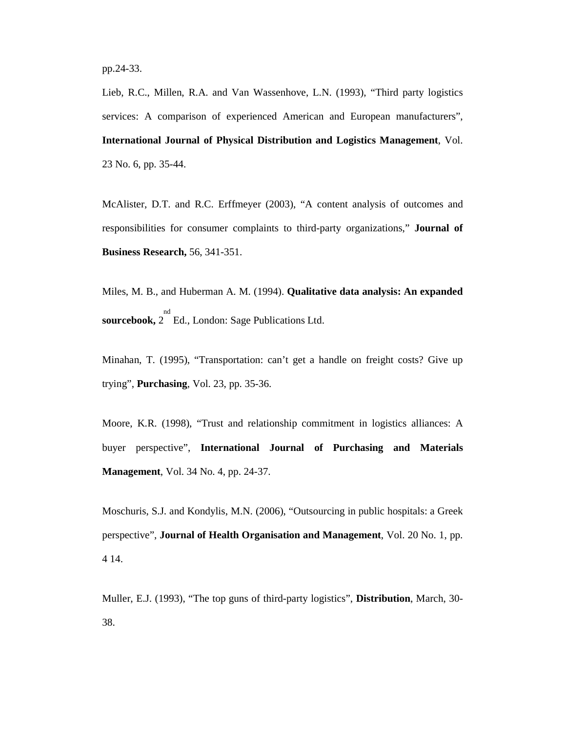pp.24-33.

Lieb, R.C., Millen, R.A. and Van Wassenhove, L.N. (1993), "Third party logistics services: A comparison of experienced American and European manufacturers", **International Journal of Physical Distribution and Logistics Management**, Vol. 23 No. 6, pp. 35-44.

McAlister, D.T. and R.C. Erffmeyer (2003), "A content analysis of outcomes and responsibilities for consumer complaints to third-party organizations," **Journal of Business Research,** 56, 341-351.

Miles, M. B., and Huberman A. M. (1994). **Qualitative data analysis: An expanded sourcebook,** 2nd Ed., London: Sage Publications Ltd.

Minahan, T. (1995), "Transportation: can't get a handle on freight costs? Give up trying", **Purchasing**, Vol. 23, pp. 35-36.

Moore, K.R. (1998), "Trust and relationship commitment in logistics alliances: A buyer perspective", **International Journal of Purchasing and Materials Management**, Vol. 34 No. 4, pp. 24-37.

Moschuris, S.J. and Kondylis, M.N. (2006), "Outsourcing in public hospitals: a Greek perspective", **Journal of Health Organisation and Management**, Vol. 20 No. 1, pp. 4 14.

Muller, E.J. (1993), "The top guns of third-party logistics", **Distribution**, March, 30-38.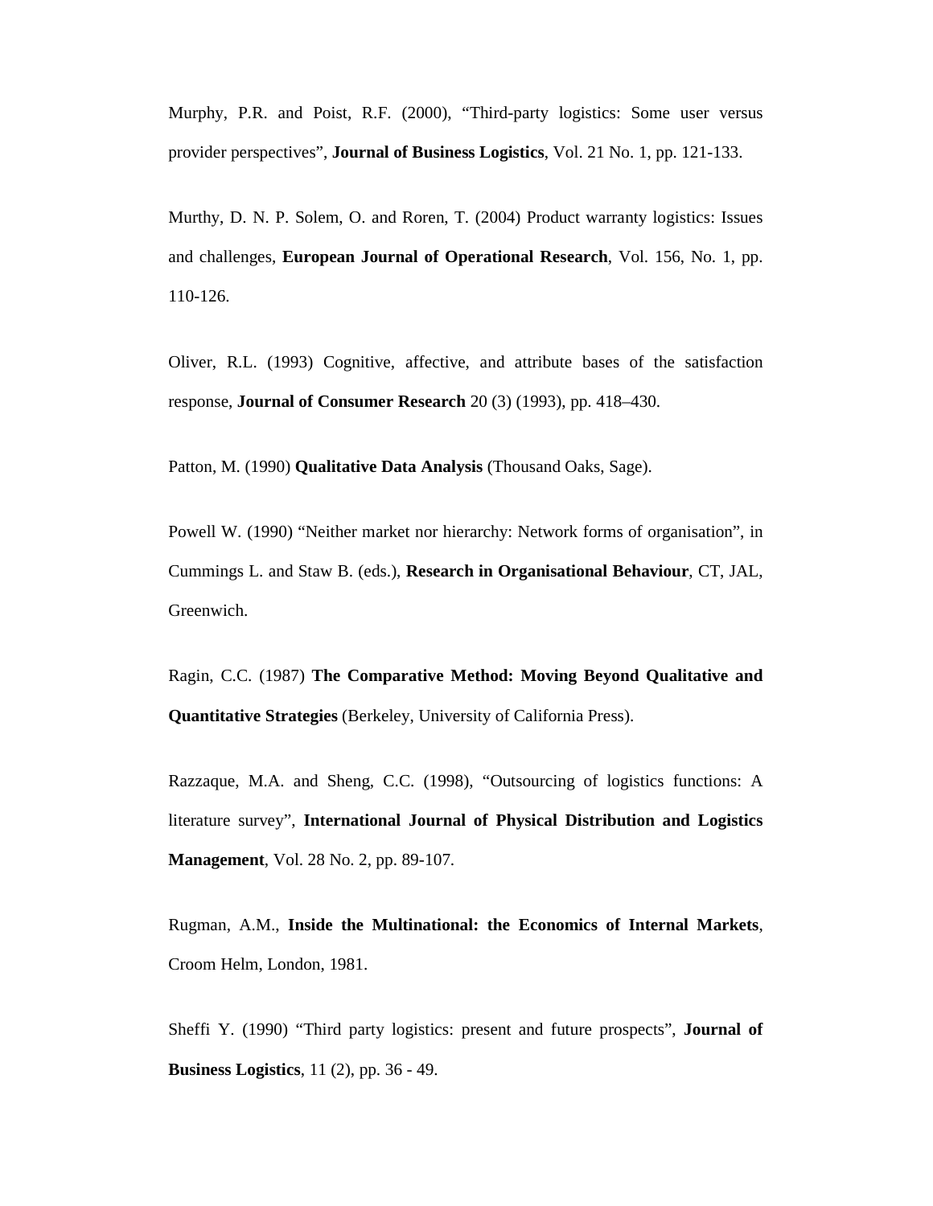Murphy, P.R. and Poist, R.F. (2000), “Third-party logistics: Some user versus provider perspectives”, **Journal of Business Logistics**, Vol. 21 No. 1, pp. 121-133.

Murthy, D. N. P. Solem, O. and Roren, T. (2004) Product warranty logistics: Issues and challenges, **European Journal of Operational Research**, Vol. 156, No. 1, pp. 110-126.

Oliver, R.L. (1993) Cognitive, affective, and attribute bases of the satisfaction response, **Journal of Consumer Research** 20 (3) (1993), pp. 418–430.

Patton, M. (1990) **Qualitative Data Analysis** (Thousand Oaks, Sage).

Powell W. (1990) “Neither market nor hierarchy: Network forms of organisation”, in Cummings L. and Staw B. (eds.), **Research in Organisational Behaviour**, CT, JAL, Greenwich.

Ragin, C.C. (1987) **The Comparative Method: Moving Beyond Qualitative and Quantitative Strategies** (Berkeley, University of California Press).

Razzaque, M.A. and Sheng, C.C. (1998), “Outsourcing of logistics functions: A literature survey”, **International Journal of Physical Distribution and Logistics Management**, Vol. 28 No. 2, pp. 89-107.

Rugman, A.M., **Inside the Multinational: the Economics of Internal Markets**, Croom Helm, London, 1981.

Sheffi Y. (1990) “Third party logistics: present and future prospects”, **Journal of Business Logistics**, 11 (2), pp. 36 - 49.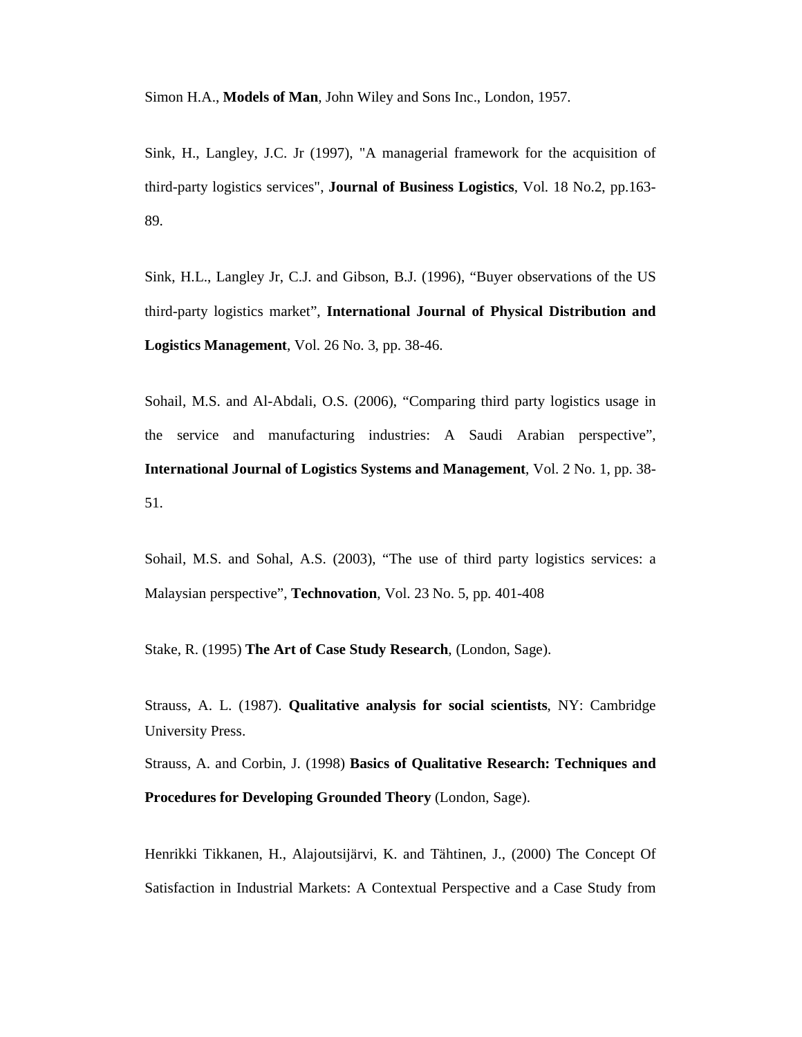Simon H.A., **Models of Man**, John Wiley and Sons Inc., London, 1957.

Sink, H., Langley, J.C. Jr (1997), "A managerial framework for the acquisition of third-party logistics services", **Journal of Business Logistics**, Vol. 18 No.2, pp.163-89.

Sink, H.L., Langley Jr, C.J. and Gibson, B.J. (1996), "Buyer observations of the US third-party logistics market", **International Journal of Physical Distribution and Logistics Management**, Vol. 26 No. 3, pp. 38-46.

Sohail, M.S. and Al-Abdali, O.S. (2006), "Comparing third party logistics usage in the service and manufacturing industries: A Saudi Arabian perspective", **International Journal of Logistics Systems and Management**, Vol. 2 No. 1, pp. 38-51.

Sohail, M.S. and Sohal, A.S. (2003), "The use of third party logistics services: a Malaysian perspective", **Technovation**, Vol. 23 No. 5, pp. 401-408

Stake, R. (1995) **The Art of Case Study Research**, (London, Sage).

Strauss, A. L. (1987). **Qualitative analysis for social scientists**, NY: Cambridge University Press.

Strauss, A. and Corbin, J. (1998) **Basics of Qualitative Research: Techniques and Procedures for Developing Grounded Theory** (London, Sage).

Henrikki Tikkanen, H., Alajoutsijärvi, K. and Tähtinen, J., (2000) The Concept Of Satisfaction in Industrial Markets: A Contextual Perspective and a Case Study from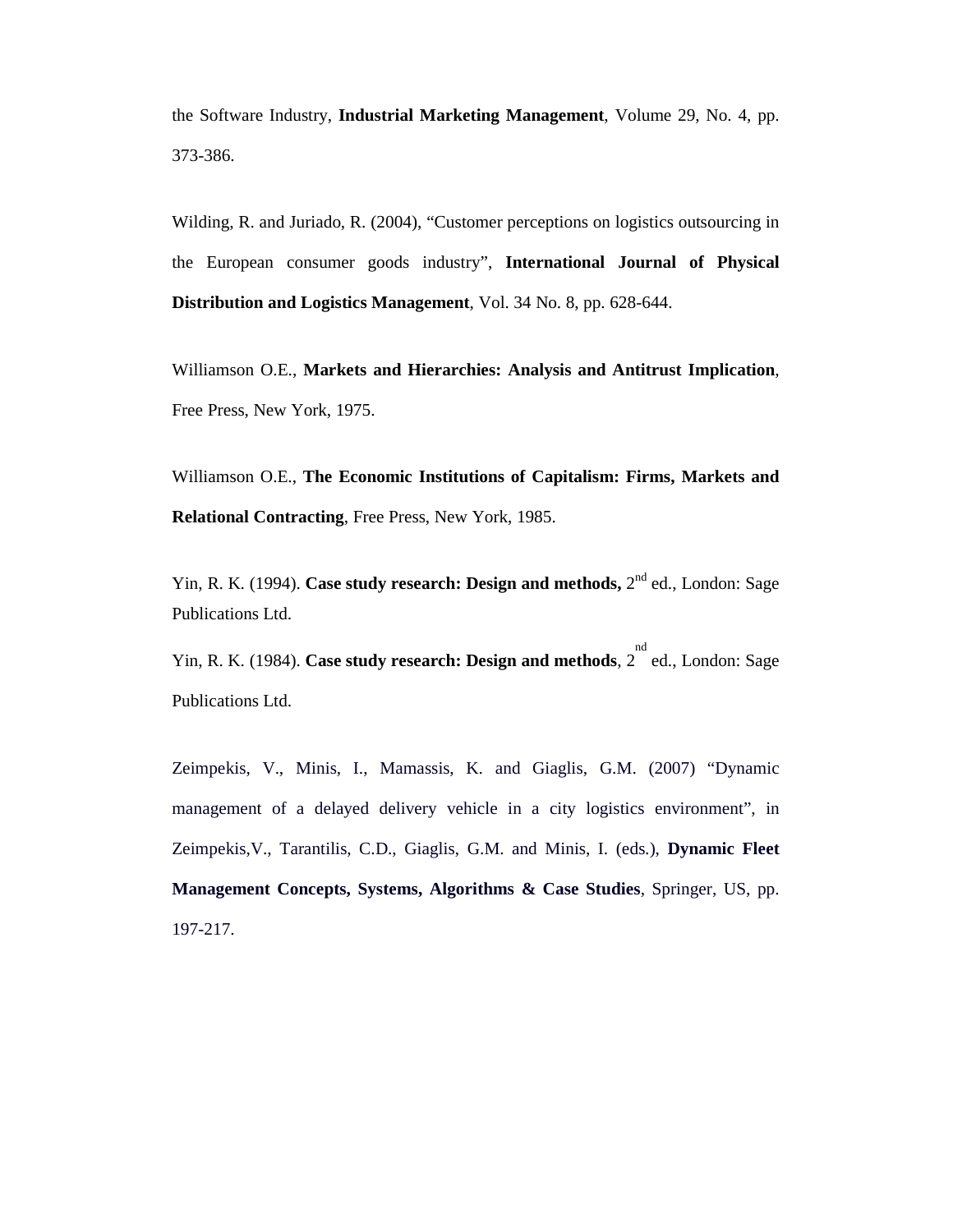the Software Industry, **Industrial Marketing Management**, Volume 29, No. 4, pp. 373-386.

Wilding, R. and Juriado, R. (2004), "Customer perceptions on logistics outsourcing in the European consumer goods industry", **International Journal of Physical Distribution and Logistics Management**, Vol. 34 No. 8, pp. 628-644.

Williamson O.E., **Markets and Hierarchies: Analysis and Antitrust Implication**, Free Press, New York, 1975.

Williamson O.E., **The Economic Institutions of Capitalism: Firms, Markets and Relational Contracting**, Free Press, New York, 1985.

Yin, R. K. (1994). **Case study research: Design and methods,** 2nd ed., London: Sage Publications Ltd.

Yin, R. K. (1984). **Case study research: Design and methods**, 2nd ed., London: Sage Publications Ltd.

Zeimpekis, V., Minis, I., Mamassis, K. and Giaglis, G.M. (2007) "Dynamic management of a delayed delivery vehicle in a city logistics environment", in Zeimpekis,V., Tarantilis, C.D., Giaglis, G.M. and Minis, I. (eds.), **Dynamic Fleet Management Concepts, Systems, Algorithms & Case Studies**, Springer, US, pp. 197-217.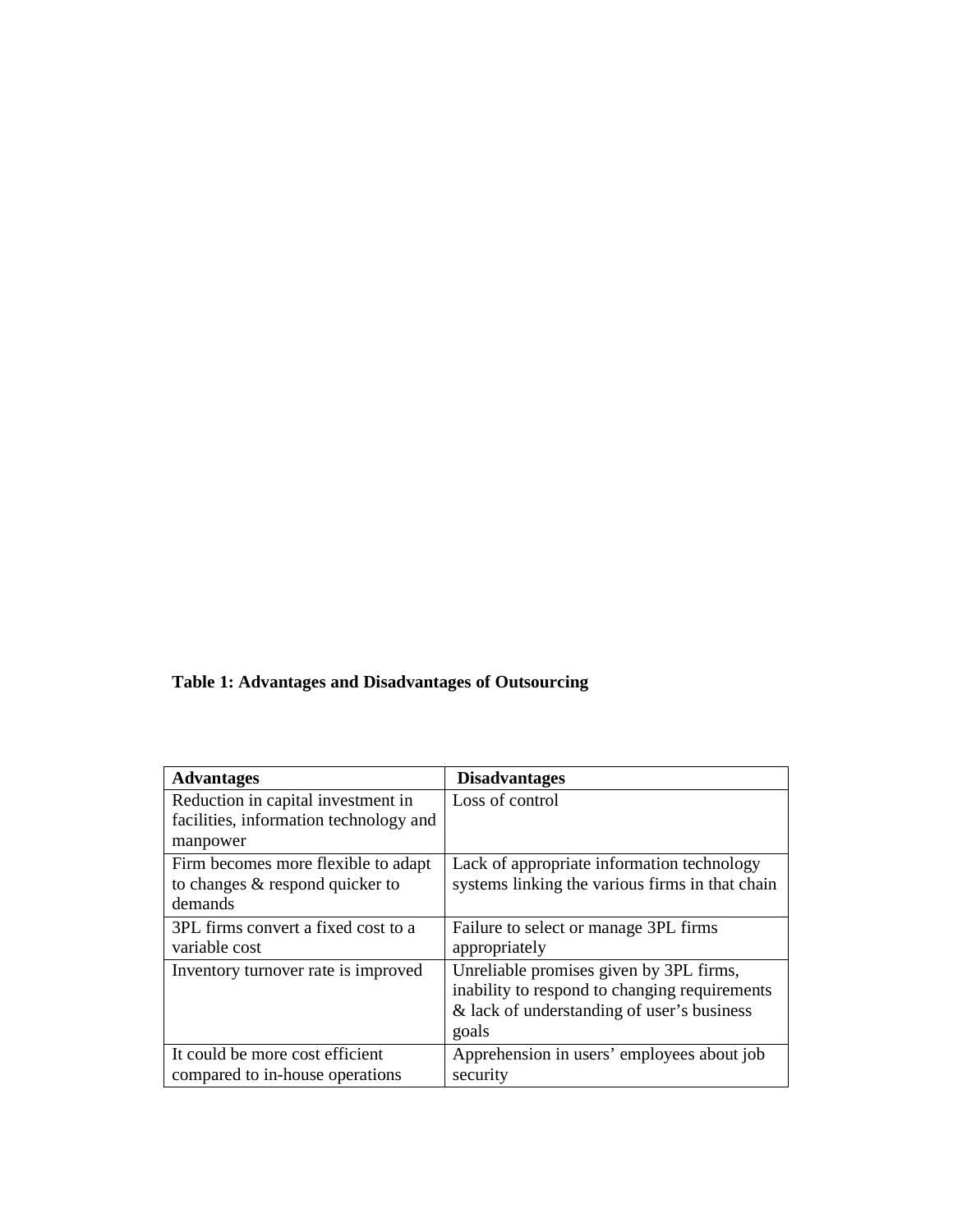**Table 1: Advantages and Disadvantages of Outsourcing**

| Advantages | Disadvantages |
| --- | --- |
| Reduction in capital investment in facilities, information technology and manpower | Loss of control |
| Firm becomes more flexible to adapt to changes & respond quicker to demands | Lack of appropriate information technology systems linking the various firms in that chain |
| 3PL firms convert a fixed cost to a variable cost | Failure to select or manage 3PL firms appropriately |
| Inventory turnover rate is improved | Unreliable promises given by 3PL firms, inability to respond to changing requirements & lack of understanding of user's business goals |
| It could be more cost efficient compared to in-house operations | Apprehension in users' employees about job security |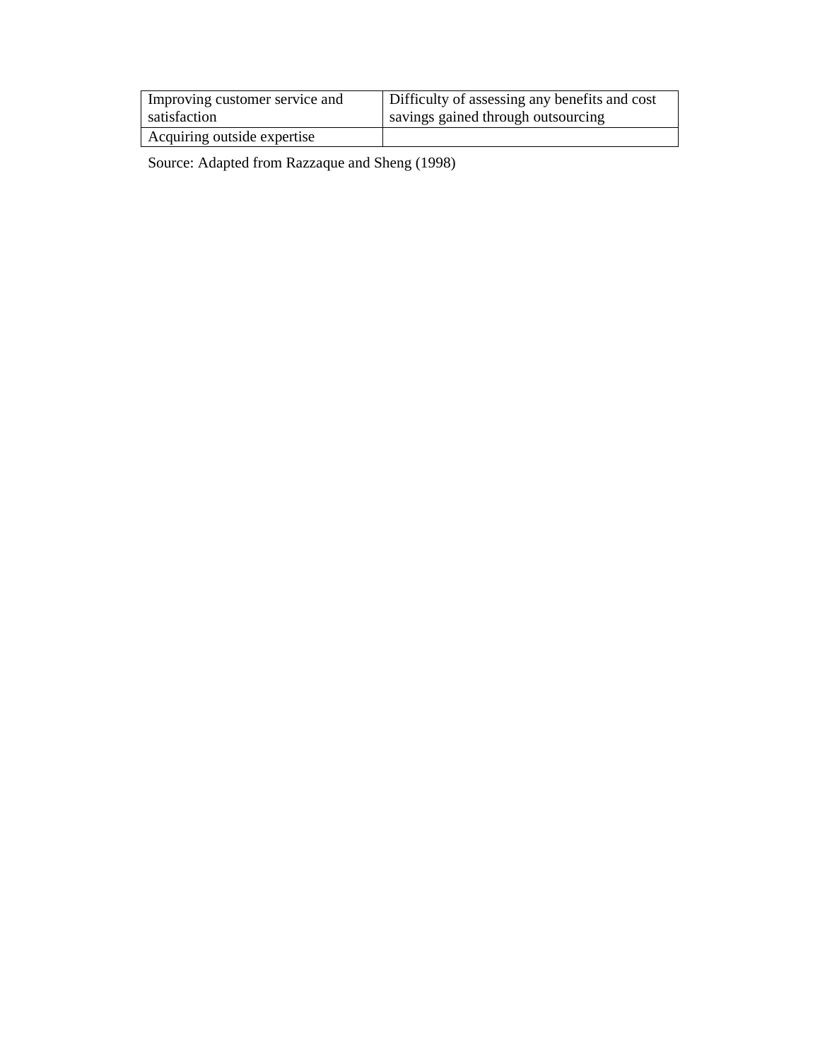| | |
|---|---|
| Improving customer service and satisfaction | Difficulty of assessing any benefits and cost savings gained through outsourcing |
| Acquiring outside expertise | |

Source: Adapted from Razzaque and Sheng (1998)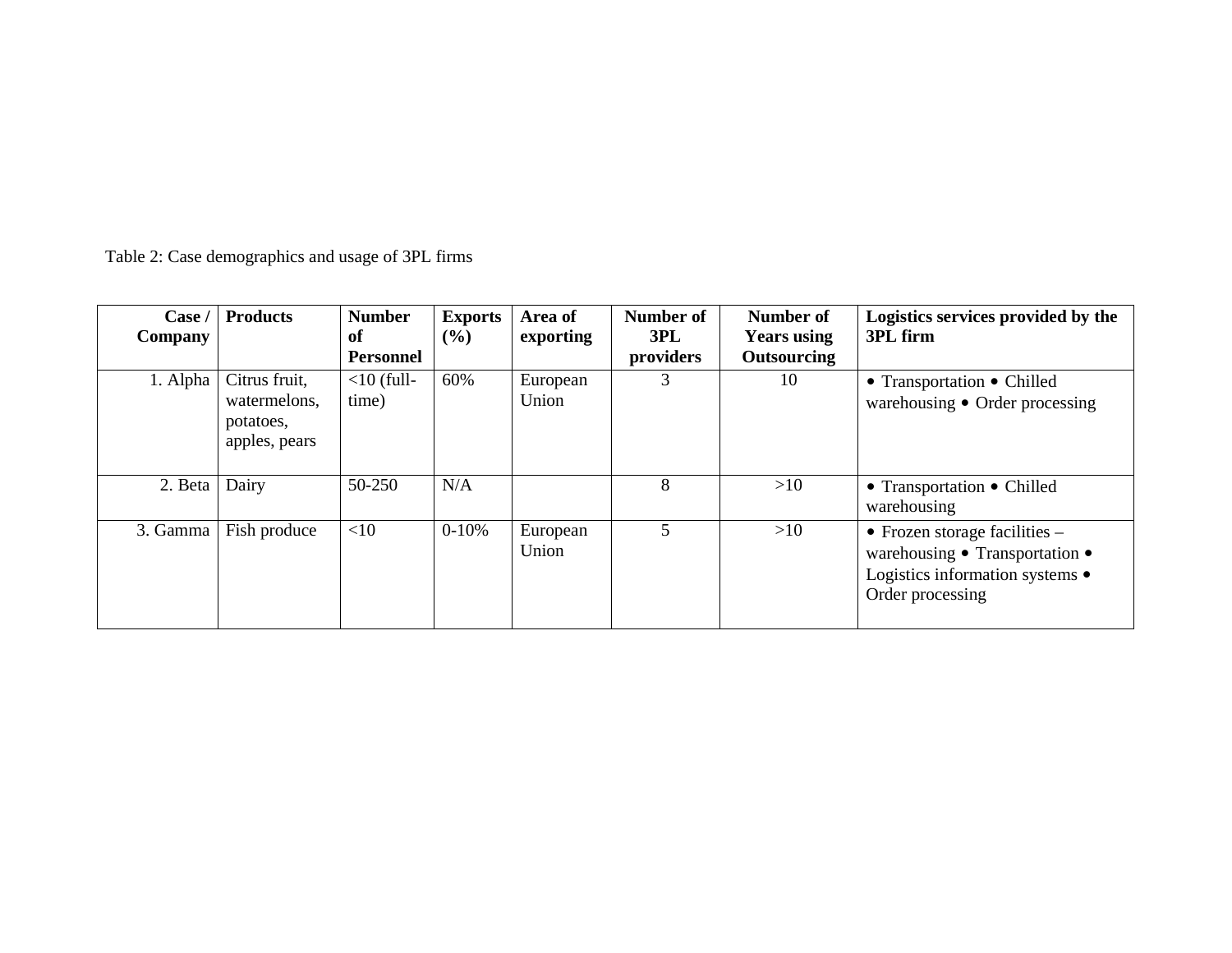Table 2: Case demographics and usage of 3PL firms

| Case / Company | Products | Number of Personnel | Exports (%) | Area of exporting | Number of 3PL providers | Number of Years using Outsourcing | Logistics services provided by the 3PL firm |
|---|---|---|---|---|---|---|---|
| 1. Alpha | Citrus fruit, watermelons, potatoes, apples, pears | <10 (full-time) | 60% | European Union | 3 | 10 | • Transportation • Chilled warehousing • Order processing |
| 2. Beta | Dairy | 50-250 | N/A | | 8 | >10 | • Transportation • Chilled warehousing |
| 3. Gamma | Fish produce | <10 | 0-10% | European Union | 5 | >10 | • Frozen storage facilities – warehousing • Transportation • Logistics information systems • Order processing |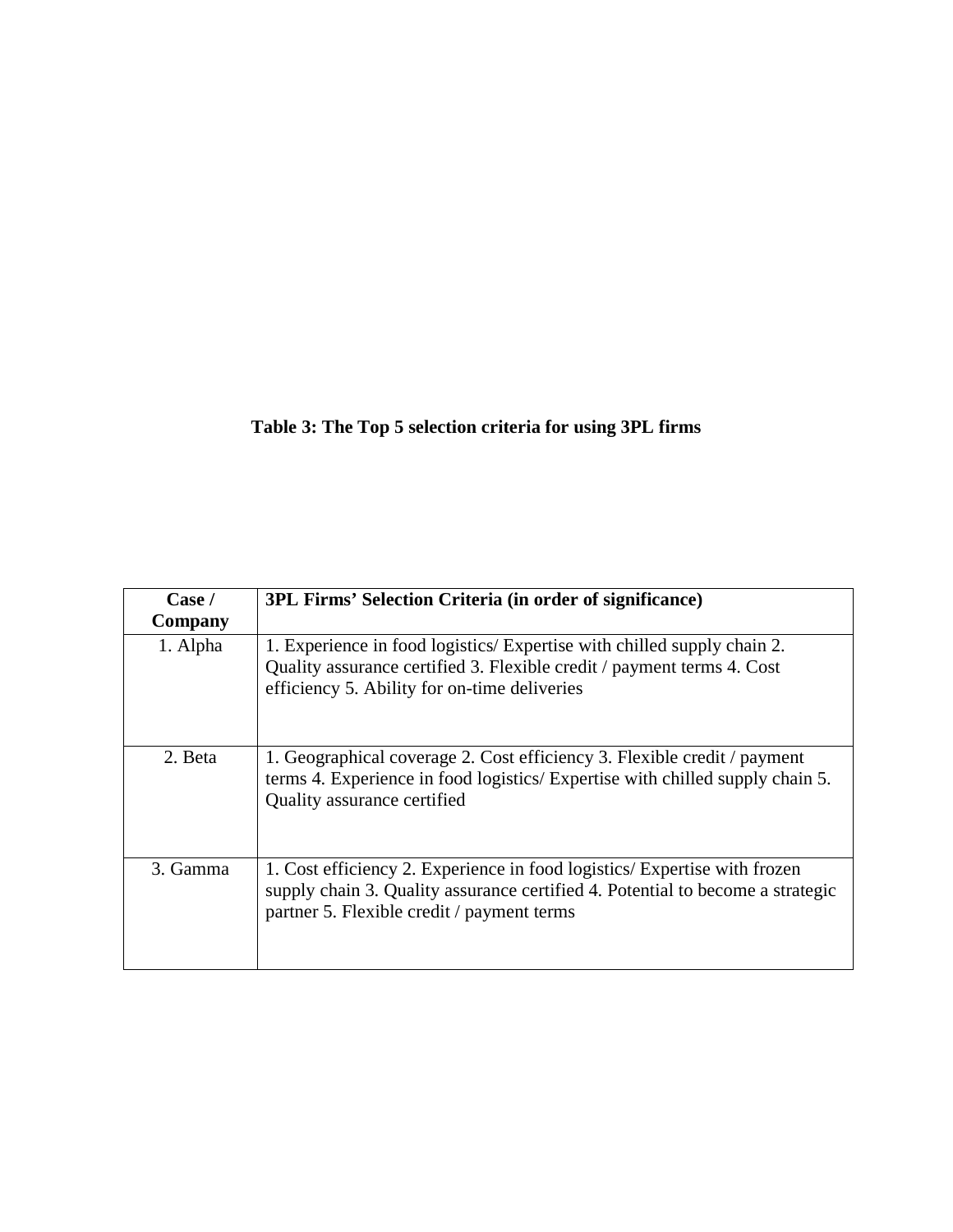**Table 3: The Top 5 selection criteria for using 3PL firms**

| Case / Company | 3PL Firms' Selection Criteria (in order of significance) |
| --- | --- |
| 1. Alpha | 1. Experience in food logistics/ Expertise with chilled supply chain 2. Quality assurance certified 3. Flexible credit / payment terms 4. Cost efficiency 5. Ability for on-time deliveries |
| 2. Beta | 1. Geographical coverage 2. Cost efficiency 3. Flexible credit / payment terms 4. Experience in food logistics/ Expertise with chilled supply chain 5. Quality assurance certified |
| 3. Gamma | 1. Cost efficiency 2. Experience in food logistics/ Expertise with frozen supply chain 3. Quality assurance certified 4. Potential to become a strategic partner 5. Flexible credit / payment terms |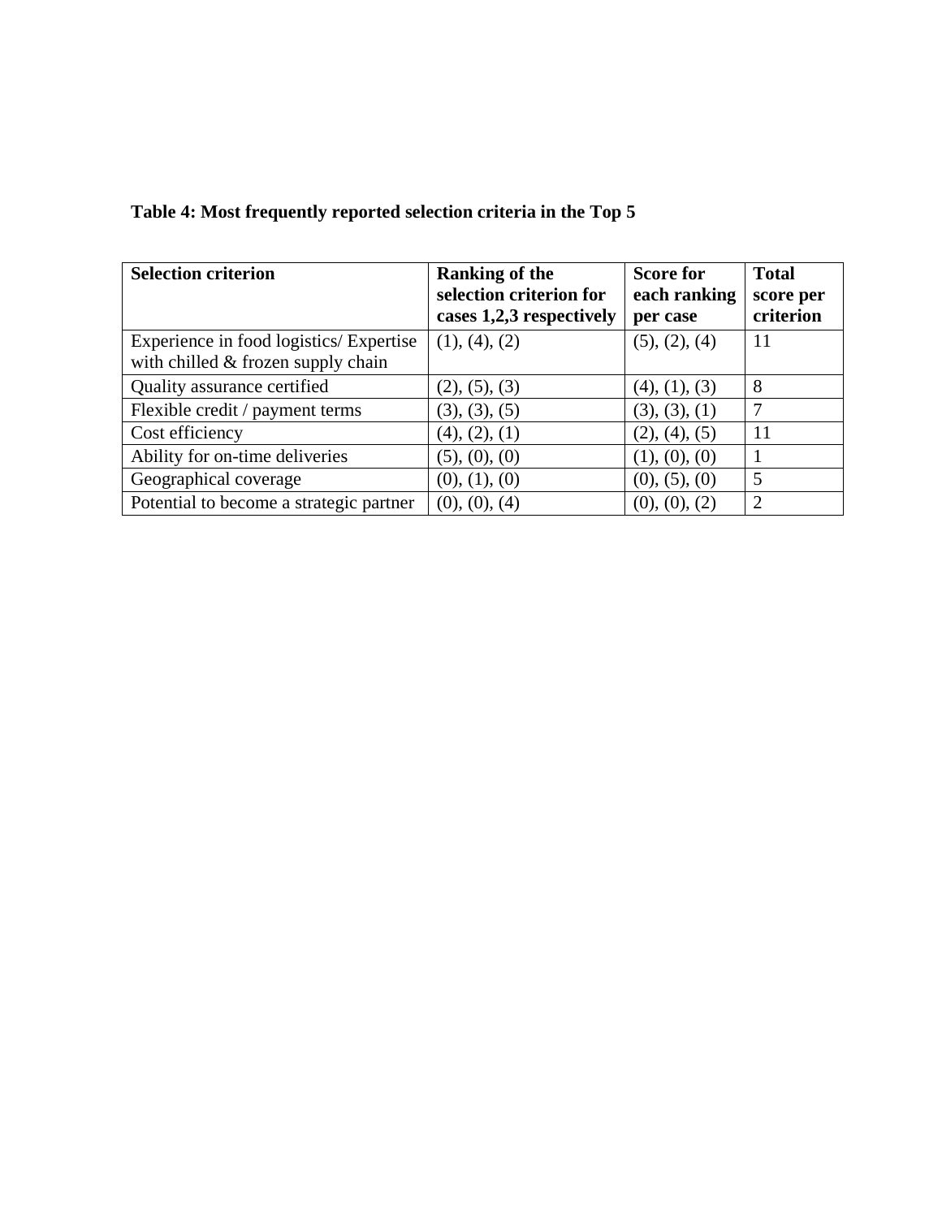**Table 4: Most frequently reported selection criteria in the Top 5**

| Selection criterion | Ranking of the selection criterion for cases 1,2,3 respectively | Score for each ranking per case | Total score per criterion |
|---|---|---|---|
| Experience in food logistics/ Expertise with chilled & frozen supply chain | (1), (4), (2) | (5), (2), (4) | 11 |
| Quality assurance certified | (2), (5), (3) | (4), (1), (3) | 8 |
| Flexible credit / payment terms | (3), (3), (5) | (3), (3), (1) | 7 |
| Cost efficiency | (4), (2), (1) | (2), (4), (5) | 11 |
| Ability for on-time deliveries | (5), (0), (0) | (1), (0), (0) | 1 |
| Geographical coverage | (0), (1), (0) | (0), (5), (0) | 5 |
| Potential to become a strategic partner | (0), (0), (4) | (0), (0), (2) | 2 |